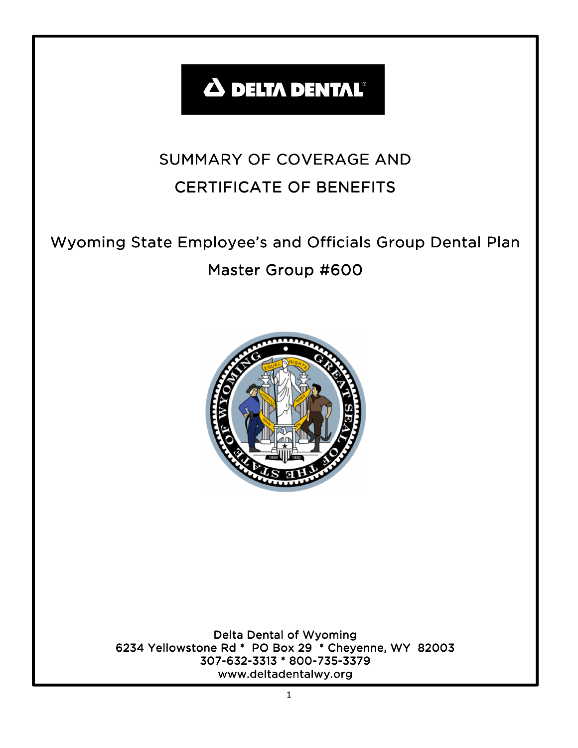DELTA DENTAL®

# SUMMARY OF COVERAGE AND CERTIFICATE OF BENEFITS

## Wyoming State Employee's and Officials Group Dental Plan

## Master Group #600

Delta Dental of Wyoming
6234 Yellowstone Rd * PO Box 29 * Cheyenne, WY 82003
307-632-3313 * 800-735-3379
www.deltadentalwy.org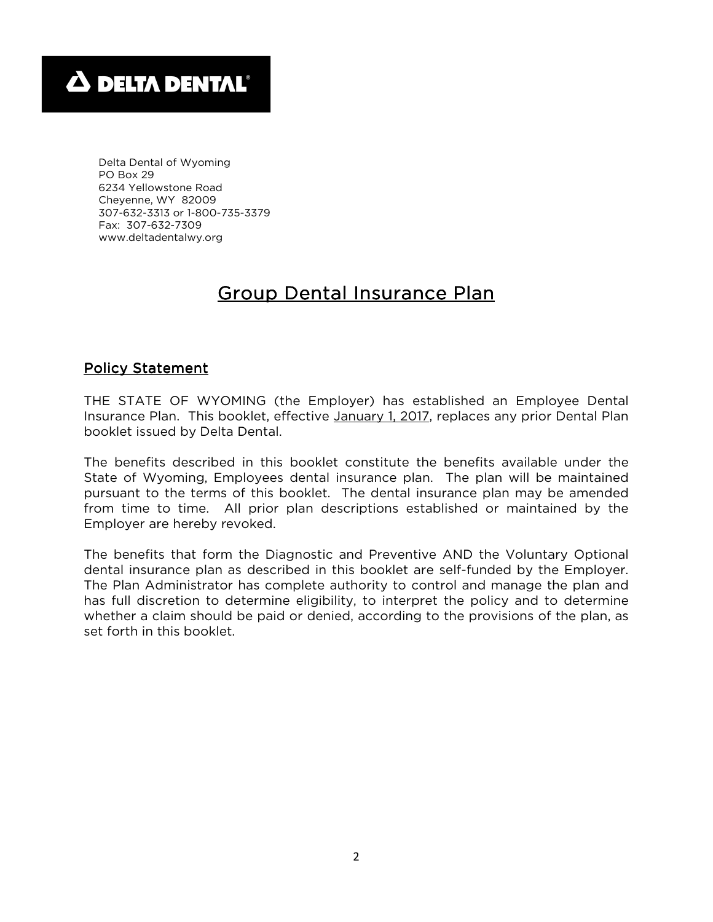**Δ DELTA DENTAL®**

Delta Dental of Wyoming
PO Box 29
6234 Yellowstone Road
Cheyenne, WY 82009
307-632-3313 or 1-800-735-3379
Fax: 307-632-7309
www.deltadentalwy.org

# Group Dental Insurance Plan

## Policy Statement

THE STATE OF WYOMING (the Employer) has established an Employee Dental Insurance Plan. This booklet, effective January 1, 2017, replaces any prior Dental Plan booklet issued by Delta Dental.

The benefits described in this booklet constitute the benefits available under the State of Wyoming, Employees dental insurance plan. The plan will be maintained pursuant to the terms of this booklet. The dental insurance plan may be amended from time to time. All prior plan descriptions established or maintained by the Employer are hereby revoked.

The benefits that form the Diagnostic and Preventive AND the Voluntary Optional dental insurance plan as described in this booklet are self-funded by the Employer. The Plan Administrator has complete authority to control and manage the plan and has full discretion to determine eligibility, to interpret the policy and to determine whether a claim should be paid or denied, according to the provisions of the plan, as set forth in this booklet.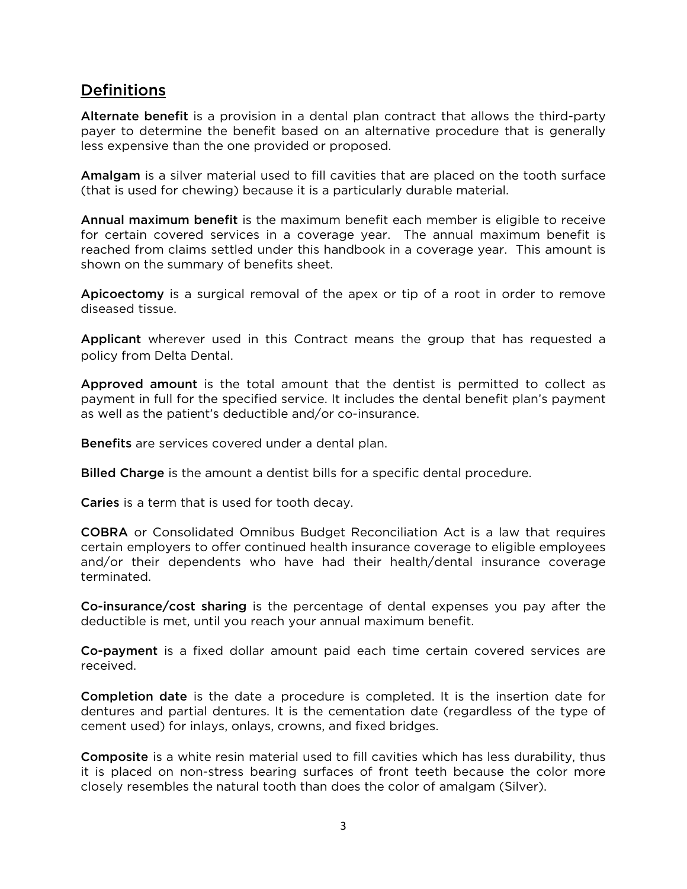## Definitions

**Alternate benefit** is a provision in a dental plan contract that allows the third-party payer to determine the benefit based on an alternative procedure that is generally less expensive than the one provided or proposed.

**Amalgam** is a silver material used to fill cavities that are placed on the tooth surface (that is used for chewing) because it is a particularly durable material.

**Annual maximum benefit** is the maximum benefit each member is eligible to receive for certain covered services in a coverage year. The annual maximum benefit is reached from claims settled under this handbook in a coverage year. This amount is shown on the summary of benefits sheet.

**Apicoectomy** is a surgical removal of the apex or tip of a root in order to remove diseased tissue.

**Applicant** wherever used in this Contract means the group that has requested a policy from Delta Dental.

**Approved amount** is the total amount that the dentist is permitted to collect as payment in full for the specified service. It includes the dental benefit plan's payment as well as the patient's deductible and/or co-insurance.

**Benefits** are services covered under a dental plan.

**Billed Charge** is the amount a dentist bills for a specific dental procedure.

**Caries** is a term that is used for tooth decay.

**COBRA** or Consolidated Omnibus Budget Reconciliation Act is a law that requires certain employers to offer continued health insurance coverage to eligible employees and/or their dependents who have had their health/dental insurance coverage terminated.

**Co-insurance/cost sharing** is the percentage of dental expenses you pay after the deductible is met, until you reach your annual maximum benefit.

**Co-payment** is a fixed dollar amount paid each time certain covered services are received.

**Completion date** is the date a procedure is completed. It is the insertion date for dentures and partial dentures. It is the cementation date (regardless of the type of cement used) for inlays, onlays, crowns, and fixed bridges.

**Composite** is a white resin material used to fill cavities which has less durability, thus it is placed on non-stress bearing surfaces of front teeth because the color more closely resembles the natural tooth than does the color of amalgam (Silver).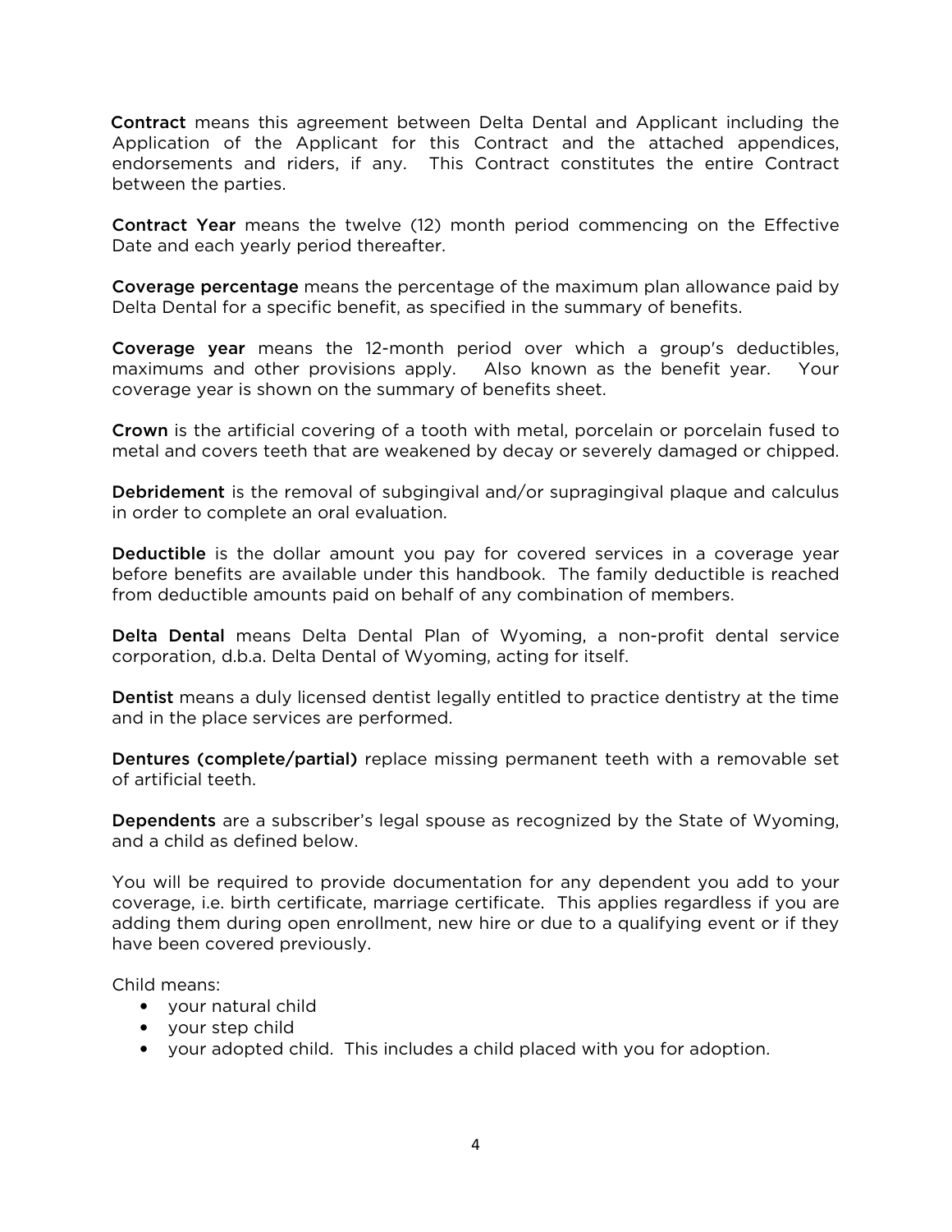**Contract** means this agreement between Delta Dental and Applicant including the Application of the Applicant for this Contract and the attached appendices, endorsements and riders, if any. This Contract constitutes the entire Contract between the parties.

**Contract Year** means the twelve (12) month period commencing on the Effective Date and each yearly period thereafter.

**Coverage percentage** means the percentage of the maximum plan allowance paid by Delta Dental for a specific benefit, as specified in the summary of benefits.

**Coverage year** means the 12-month period over which a group's deductibles, maximums and other provisions apply. Also known as the benefit year. Your coverage year is shown on the summary of benefits sheet.

**Crown** is the artificial covering of a tooth with metal, porcelain or porcelain fused to metal and covers teeth that are weakened by decay or severely damaged or chipped.

**Debridement** is the removal of subgingival and/or supragingival plaque and calculus in order to complete an oral evaluation.

**Deductible** is the dollar amount you pay for covered services in a coverage year before benefits are available under this handbook. The family deductible is reached from deductible amounts paid on behalf of any combination of members.

**Delta Dental** means Delta Dental Plan of Wyoming, a non-profit dental service corporation, d.b.a. Delta Dental of Wyoming, acting for itself.

**Dentist** means a duly licensed dentist legally entitled to practice dentistry at the time and in the place services are performed.

**Dentures (complete/partial)** replace missing permanent teeth with a removable set of artificial teeth.

**Dependents** are a subscriber's legal spouse as recognized by the State of Wyoming, and a child as defined below.

You will be required to provide documentation for any dependent you add to your coverage, i.e. birth certificate, marriage certificate. This applies regardless if you are adding them during open enrollment, new hire or due to a qualifying event or if they have been covered previously.

Child means:

- your natural child
- your step child
- your adopted child. This includes a child placed with you for adoption.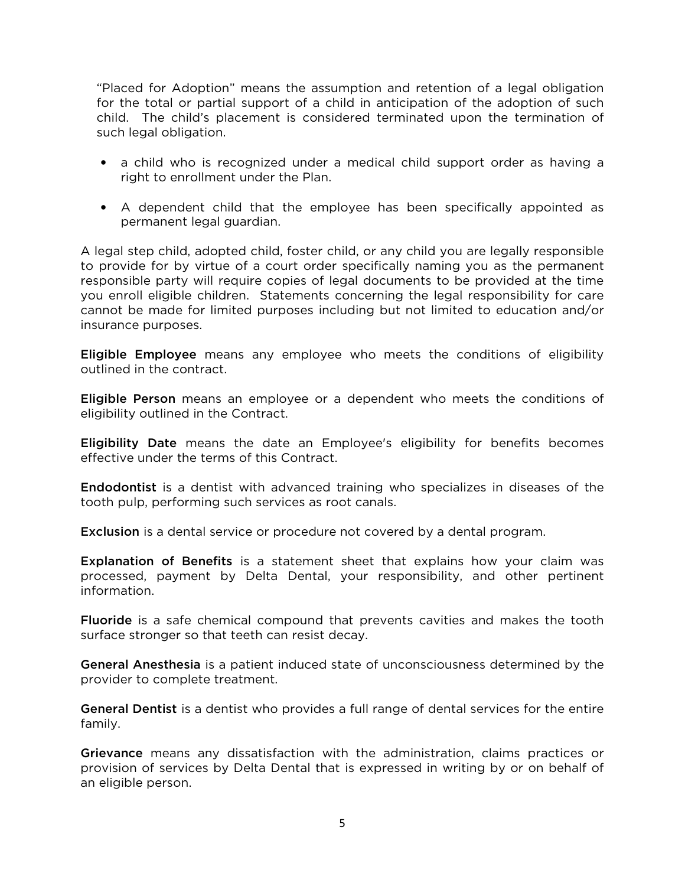"Placed for Adoption" means the assumption and retention of a legal obligation for the total or partial support of a child in anticipation of the adoption of such child. The child's placement is considered terminated upon the termination of such legal obligation.

- a child who is recognized under a medical child support order as having a right to enrollment under the Plan.
- A dependent child that the employee has been specifically appointed as permanent legal guardian.

A legal step child, adopted child, foster child, or any child you are legally responsible to provide for by virtue of a court order specifically naming you as the permanent responsible party will require copies of legal documents to be provided at the time you enroll eligible children. Statements concerning the legal responsibility for care cannot be made for limited purposes including but not limited to education and/or insurance purposes.

**Eligible Employee** means any employee who meets the conditions of eligibility outlined in the contract.

**Eligible Person** means an employee or a dependent who meets the conditions of eligibility outlined in the Contract.

**Eligibility Date** means the date an Employee's eligibility for benefits becomes effective under the terms of this Contract.

**Endodontist** is a dentist with advanced training who specializes in diseases of the tooth pulp, performing such services as root canals.

**Exclusion** is a dental service or procedure not covered by a dental program.

**Explanation of Benefits** is a statement sheet that explains how your claim was processed, payment by Delta Dental, your responsibility, and other pertinent information.

**Fluoride** is a safe chemical compound that prevents cavities and makes the tooth surface stronger so that teeth can resist decay.

**General Anesthesia** is a patient induced state of unconsciousness determined by the provider to complete treatment.

**General Dentist** is a dentist who provides a full range of dental services for the entire family.

**Grievance** means any dissatisfaction with the administration, claims practices or provision of services by Delta Dental that is expressed in writing by or on behalf of an eligible person.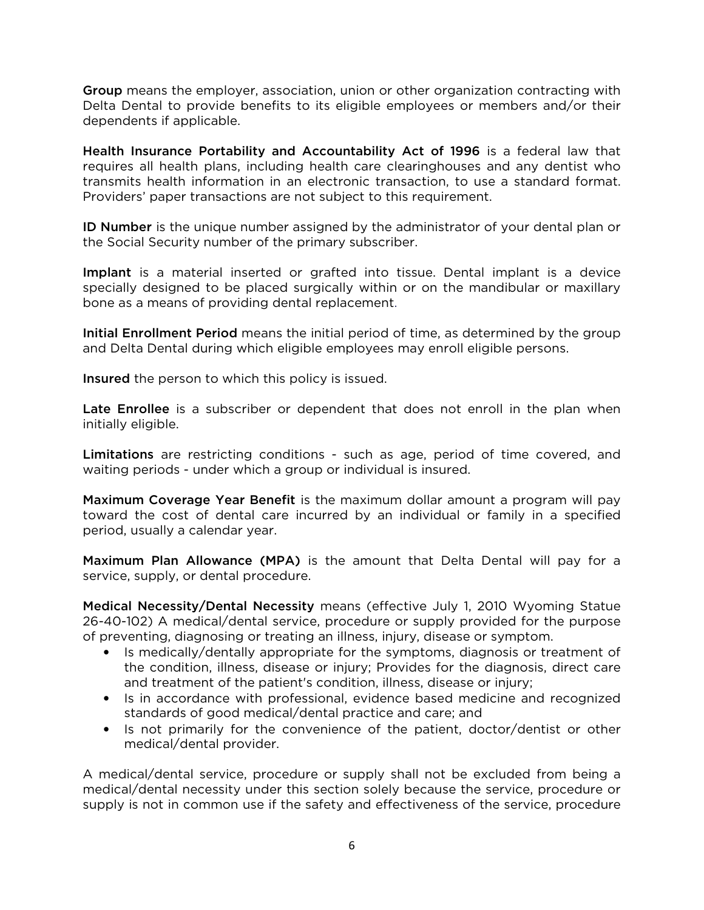**Group** means the employer, association, union or other organization contracting with Delta Dental to provide benefits to its eligible employees or members and/or their dependents if applicable.

**Health Insurance Portability and Accountability Act of 1996** is a federal law that requires all health plans, including health care clearinghouses and any dentist who transmits health information in an electronic transaction, to use a standard format. Providers' paper transactions are not subject to this requirement.

**ID Number** is the unique number assigned by the administrator of your dental plan or the Social Security number of the primary subscriber.

**Implant** is a material inserted or grafted into tissue. Dental implant is a device specially designed to be placed surgically within or on the mandibular or maxillary bone as a means of providing dental replacement.

**Initial Enrollment Period** means the initial period of time, as determined by the group and Delta Dental during which eligible employees may enroll eligible persons.

**Insured** the person to which this policy is issued.

**Late Enrollee** is a subscriber or dependent that does not enroll in the plan when initially eligible.

**Limitations** are restricting conditions - such as age, period of time covered, and waiting periods - under which a group or individual is insured.

**Maximum Coverage Year Benefit** is the maximum dollar amount a program will pay toward the cost of dental care incurred by an individual or family in a specified period, usually a calendar year.

**Maximum Plan Allowance (MPA)** is the amount that Delta Dental will pay for a service, supply, or dental procedure.

**Medical Necessity/Dental Necessity** means (effective July 1, 2010 Wyoming Statue 26-40-102) A medical/dental service, procedure or supply provided for the purpose of preventing, diagnosing or treating an illness, injury, disease or symptom.

- Is medically/dentally appropriate for the symptoms, diagnosis or treatment of the condition, illness, disease or injury; Provides for the diagnosis, direct care and treatment of the patient's condition, illness, disease or injury;
- Is in accordance with professional, evidence based medicine and recognized standards of good medical/dental practice and care; and
- Is not primarily for the convenience of the patient, doctor/dentist or other medical/dental provider.

A medical/dental service, procedure or supply shall not be excluded from being a medical/dental necessity under this section solely because the service, procedure or supply is not in common use if the safety and effectiveness of the service, procedure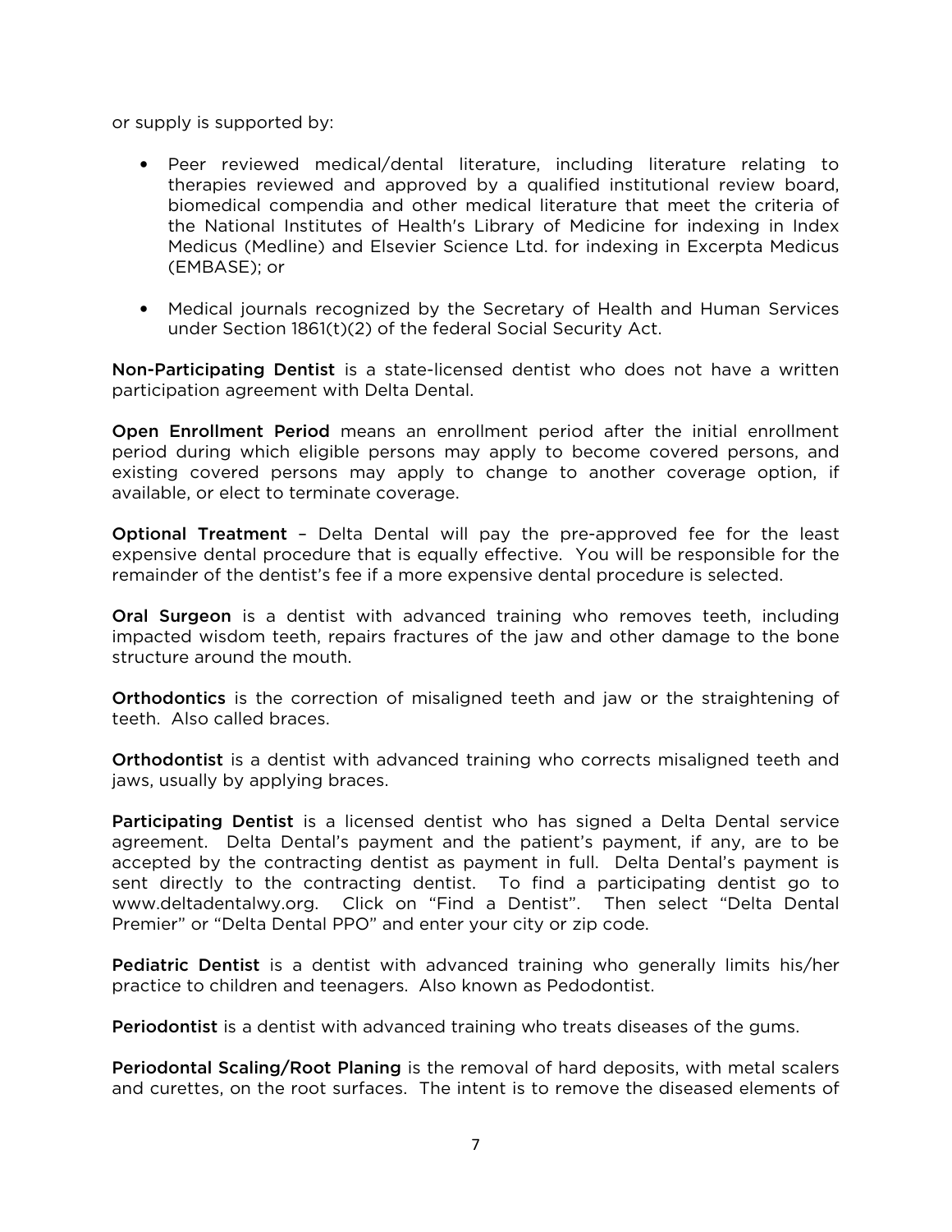or supply is supported by:

- Peer reviewed medical/dental literature, including literature relating to therapies reviewed and approved by a qualified institutional review board, biomedical compendia and other medical literature that meet the criteria of the National Institutes of Health's Library of Medicine for indexing in Index Medicus (Medline) and Elsevier Science Ltd. for indexing in Excerpta Medicus (EMBASE); or

- Medical journals recognized by the Secretary of Health and Human Services under Section 1861(t)(2) of the federal Social Security Act.

**Non-Participating Dentist** is a state-licensed dentist who does not have a written participation agreement with Delta Dental.

**Open Enrollment Period** means an enrollment period after the initial enrollment period during which eligible persons may apply to become covered persons, and existing covered persons may apply to change to another coverage option, if available, or elect to terminate coverage.

**Optional Treatment** – Delta Dental will pay the pre-approved fee for the least expensive dental procedure that is equally effective. You will be responsible for the remainder of the dentist's fee if a more expensive dental procedure is selected.

**Oral Surgeon** is a dentist with advanced training who removes teeth, including impacted wisdom teeth, repairs fractures of the jaw and other damage to the bone structure around the mouth.

**Orthodontics** is the correction of misaligned teeth and jaw or the straightening of teeth. Also called braces.

**Orthodontist** is a dentist with advanced training who corrects misaligned teeth and jaws, usually by applying braces.

**Participating Dentist** is a licensed dentist who has signed a Delta Dental service agreement. Delta Dental's payment and the patient's payment, if any, are to be accepted by the contracting dentist as payment in full. Delta Dental's payment is sent directly to the contracting dentist. To find a participating dentist go to www.deltadentalwy.org. Click on "Find a Dentist". Then select "Delta Dental Premier" or "Delta Dental PPO" and enter your city or zip code.

**Pediatric Dentist** is a dentist with advanced training who generally limits his/her practice to children and teenagers. Also known as Pedodontist.

**Periodontist** is a dentist with advanced training who treats diseases of the gums.

**Periodontal Scaling/Root Planing** is the removal of hard deposits, with metal scalers and curettes, on the root surfaces. The intent is to remove the diseased elements of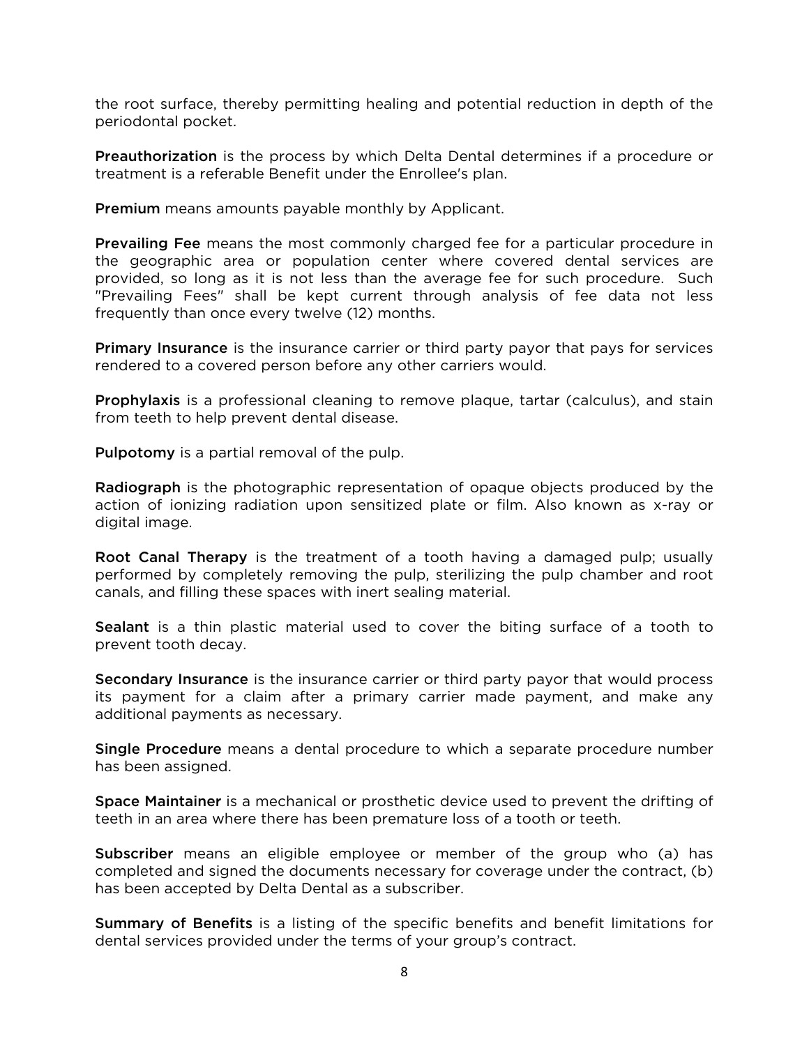the root surface, thereby permitting healing and potential reduction in depth of the periodontal pocket.

**Preauthorization** is the process by which Delta Dental determines if a procedure or treatment is a referable Benefit under the Enrollee's plan.

**Premium** means amounts payable monthly by Applicant.

**Prevailing Fee** means the most commonly charged fee for a particular procedure in the geographic area or population center where covered dental services are provided, so long as it is not less than the average fee for such procedure. Such "Prevailing Fees" shall be kept current through analysis of fee data not less frequently than once every twelve (12) months.

**Primary Insurance** is the insurance carrier or third party payor that pays for services rendered to a covered person before any other carriers would.

**Prophylaxis** is a professional cleaning to remove plaque, tartar (calculus), and stain from teeth to help prevent dental disease.

**Pulpotomy** is a partial removal of the pulp.

**Radiograph** is the photographic representation of opaque objects produced by the action of ionizing radiation upon sensitized plate or film. Also known as x-ray or digital image.

**Root Canal Therapy** is the treatment of a tooth having a damaged pulp; usually performed by completely removing the pulp, sterilizing the pulp chamber and root canals, and filling these spaces with inert sealing material.

**Sealant** is a thin plastic material used to cover the biting surface of a tooth to prevent tooth decay.

**Secondary Insurance** is the insurance carrier or third party payor that would process its payment for a claim after a primary carrier made payment, and make any additional payments as necessary.

**Single Procedure** means a dental procedure to which a separate procedure number has been assigned.

**Space Maintainer** is a mechanical or prosthetic device used to prevent the drifting of teeth in an area where there has been premature loss of a tooth or teeth.

**Subscriber** means an eligible employee or member of the group who (a) has completed and signed the documents necessary for coverage under the contract, (b) has been accepted by Delta Dental as a subscriber.

**Summary of Benefits** is a listing of the specific benefits and benefit limitations for dental services provided under the terms of your group's contract.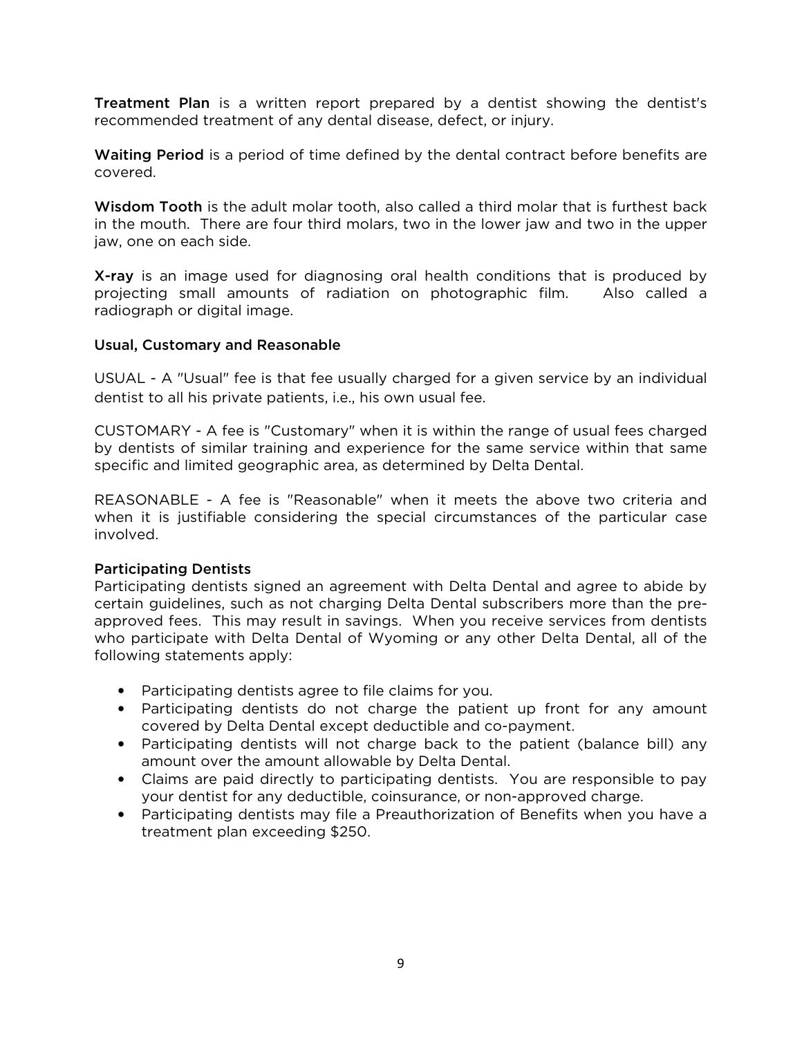**Treatment Plan** is a written report prepared by a dentist showing the dentist's recommended treatment of any dental disease, defect, or injury.

**Waiting Period** is a period of time defined by the dental contract before benefits are covered.

**Wisdom Tooth** is the adult molar tooth, also called a third molar that is furthest back in the mouth. There are four third molars, two in the lower jaw and two in the upper jaw, one on each side.

**X-ray** is an image used for diagnosing oral health conditions that is produced by projecting small amounts of radiation on photographic film. Also called a radiograph or digital image.

**Usual, Customary and Reasonable**

USUAL - A "Usual" fee is that fee usually charged for a given service by an individual dentist to all his private patients, i.e., his own usual fee.

CUSTOMARY - A fee is "Customary" when it is within the range of usual fees charged by dentists of similar training and experience for the same service within that same specific and limited geographic area, as determined by Delta Dental.

REASONABLE - A fee is "Reasonable" when it meets the above two criteria and when it is justifiable considering the special circumstances of the particular case involved.

**Participating Dentists**

Participating dentists signed an agreement with Delta Dental and agree to abide by certain guidelines, such as not charging Delta Dental subscribers more than the pre-approved fees. This may result in savings. When you receive services from dentists who participate with Delta Dental of Wyoming or any other Delta Dental, all of the following statements apply:

- Participating dentists agree to file claims for you.
- Participating dentists do not charge the patient up front for any amount covered by Delta Dental except deductible and co-payment.
- Participating dentists will not charge back to the patient (balance bill) any amount over the amount allowable by Delta Dental.
- Claims are paid directly to participating dentists. You are responsible to pay your dentist for any deductible, coinsurance, or non-approved charge.
- Participating dentists may file a Preauthorization of Benefits when you have a treatment plan exceeding $250.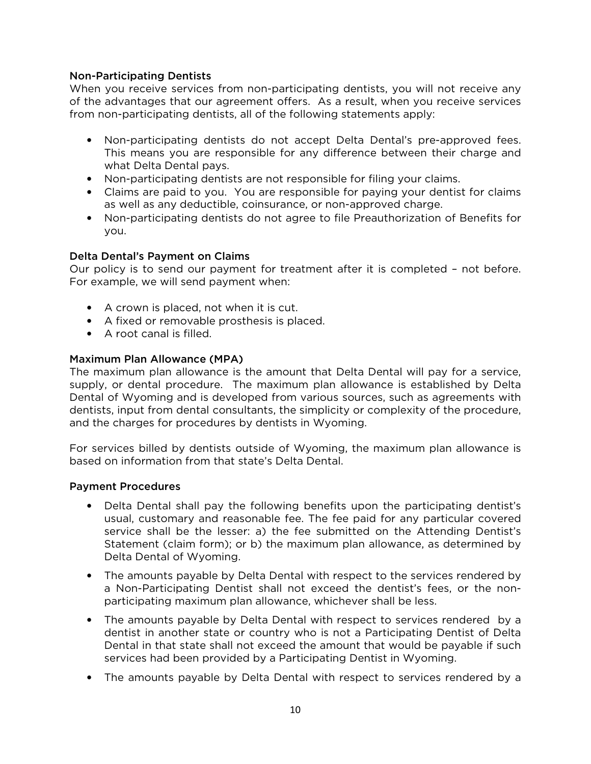### Non-Participating Dentists

When you receive services from non-participating dentists, you will not receive any of the advantages that our agreement offers. As a result, when you receive services from non-participating dentists, all of the following statements apply:

- Non-participating dentists do not accept Delta Dental's pre-approved fees. This means you are responsible for any difference between their charge and what Delta Dental pays.
- Non-participating dentists are not responsible for filing your claims.
- Claims are paid to you. You are responsible for paying your dentist for claims as well as any deductible, coinsurance, or non-approved charge.
- Non-participating dentists do not agree to file Preauthorization of Benefits for you.

### Delta Dental's Payment on Claims

Our policy is to send our payment for treatment after it is completed – not before. For example, we will send payment when:

- A crown is placed, not when it is cut.
- A fixed or removable prosthesis is placed.
- A root canal is filled.

### Maximum Plan Allowance (MPA)

The maximum plan allowance is the amount that Delta Dental will pay for a service, supply, or dental procedure. The maximum plan allowance is established by Delta Dental of Wyoming and is developed from various sources, such as agreements with dentists, input from dental consultants, the simplicity or complexity of the procedure, and the charges for procedures by dentists in Wyoming.

For services billed by dentists outside of Wyoming, the maximum plan allowance is based on information from that state's Delta Dental.

### Payment Procedures

- Delta Dental shall pay the following benefits upon the participating dentist's usual, customary and reasonable fee. The fee paid for any particular covered service shall be the lesser: a) the fee submitted on the Attending Dentist's Statement (claim form); or b) the maximum plan allowance, as determined by Delta Dental of Wyoming.
- The amounts payable by Delta Dental with respect to the services rendered by a Non-Participating Dentist shall not exceed the dentist's fees, or the non-participating maximum plan allowance, whichever shall be less.
- The amounts payable by Delta Dental with respect to services rendered by a dentist in another state or country who is not a Participating Dentist of Delta Dental in that state shall not exceed the amount that would be payable if such services had been provided by a Participating Dentist in Wyoming.
- The amounts payable by Delta Dental with respect to services rendered by a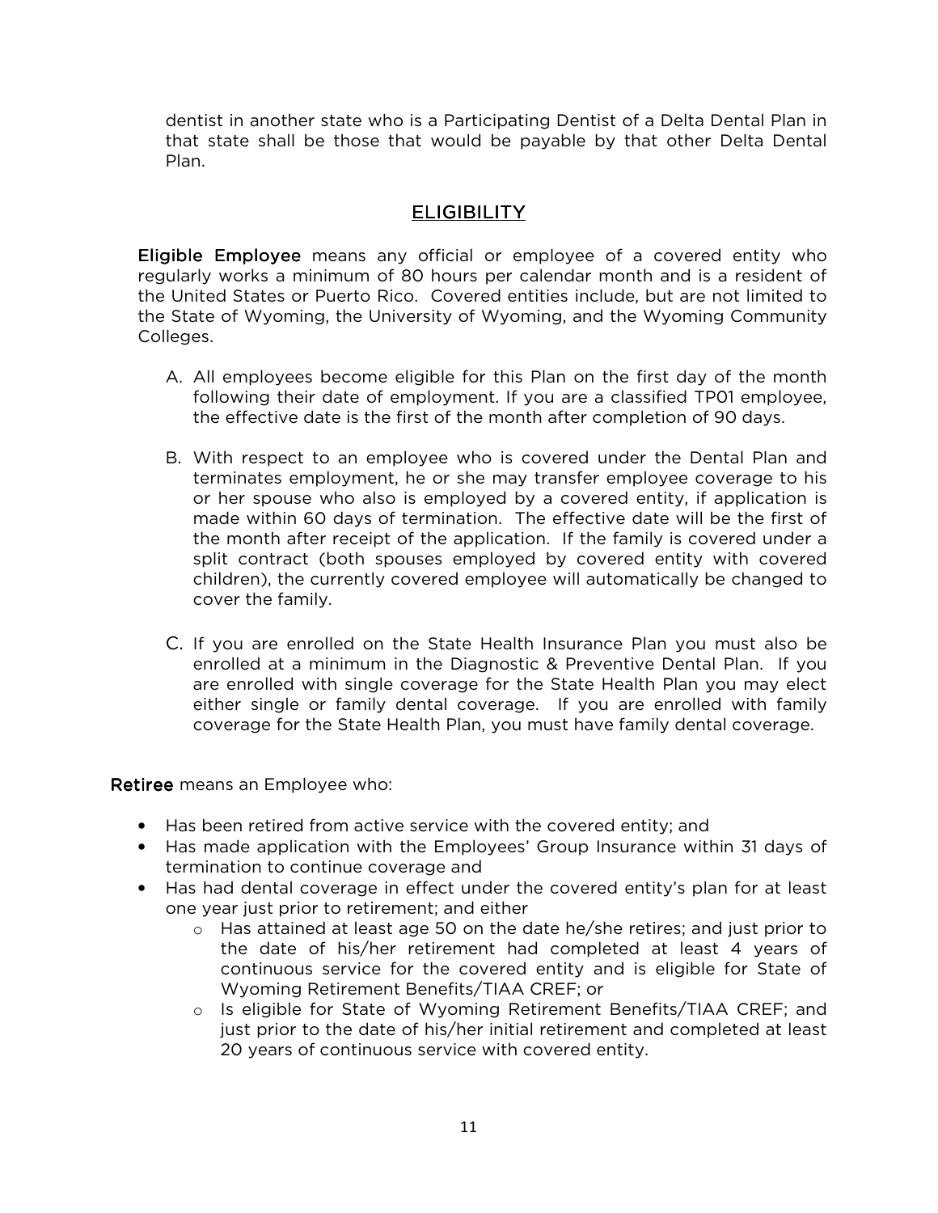dentist in another state who is a Participating Dentist of a Delta Dental Plan in that state shall be those that would be payable by that other Delta Dental Plan.

## ELIGIBILITY

**Eligible Employee** means any official or employee of a covered entity who regularly works a minimum of 80 hours per calendar month and is a resident of the United States or Puerto Rico. Covered entities include, but are not limited to the State of Wyoming, the University of Wyoming, and the Wyoming Community Colleges.

A. All employees become eligible for this Plan on the first day of the month following their date of employment. If you are a classified TP01 employee, the effective date is the first of the month after completion of 90 days.

B. With respect to an employee who is covered under the Dental Plan and terminates employment, he or she may transfer employee coverage to his or her spouse who also is employed by a covered entity, if application is made within 60 days of termination. The effective date will be the first of the month after receipt of the application. If the family is covered under a split contract (both spouses employed by covered entity with covered children), the currently covered employee will automatically be changed to cover the family.

C. If you are enrolled on the State Health Insurance Plan you must also be enrolled at a minimum in the Diagnostic & Preventive Dental Plan. If you are enrolled with single coverage for the State Health Plan you may elect either single or family dental coverage. If you are enrolled with family coverage for the State Health Plan, you must have family dental coverage.

**Retiree** means an Employee who:

- Has been retired from active service with the covered entity; and
- Has made application with the Employees' Group Insurance within 31 days of termination to continue coverage and
- Has had dental coverage in effect under the covered entity's plan for at least one year just prior to retirement; and either
  - Has attained at least age 50 on the date he/she retires; and just prior to the date of his/her retirement had completed at least 4 years of continuous service for the covered entity and is eligible for State of Wyoming Retirement Benefits/TIAA CREF; or
  - Is eligible for State of Wyoming Retirement Benefits/TIAA CREF; and just prior to the date of his/her initial retirement and completed at least 20 years of continuous service with covered entity.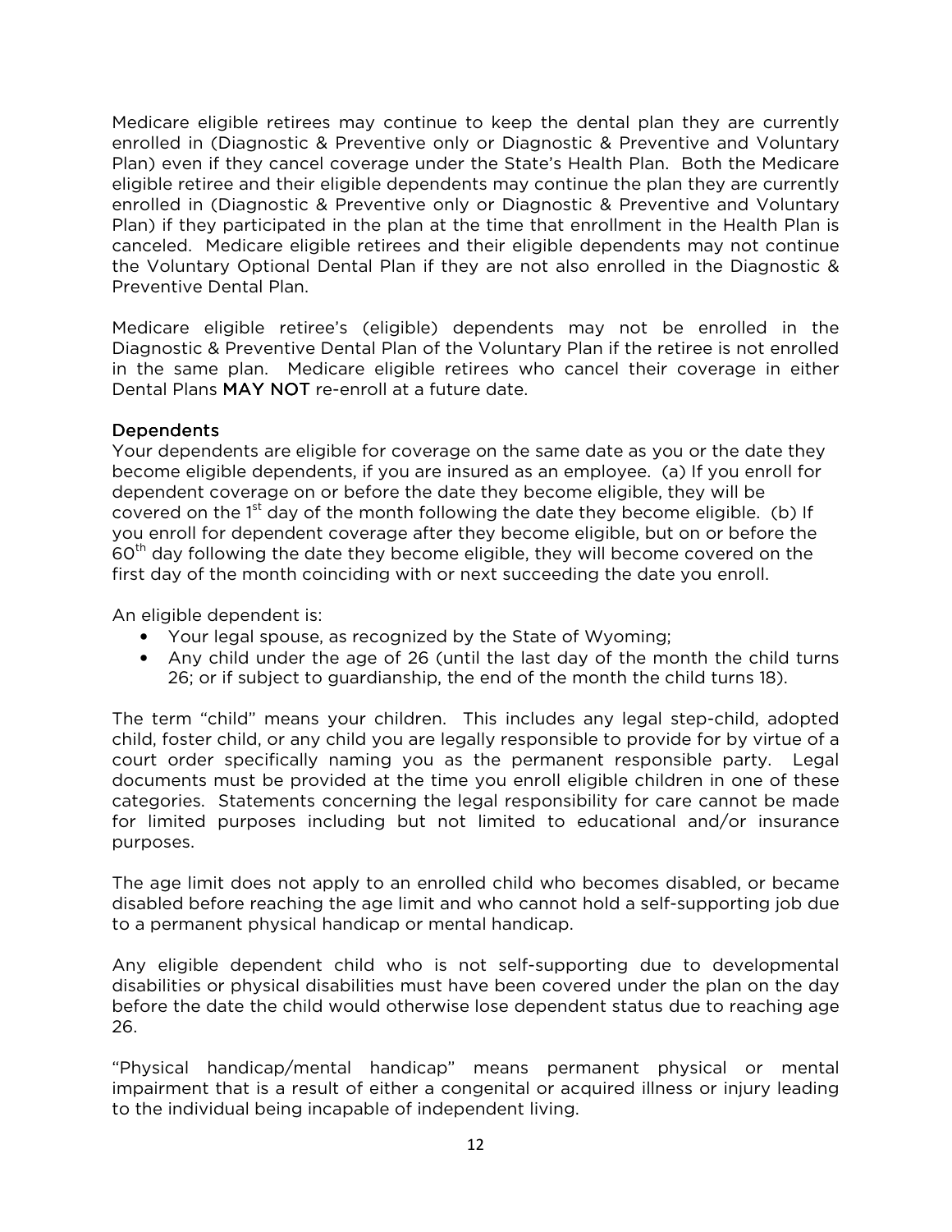Medicare eligible retirees may continue to keep the dental plan they are currently enrolled in (Diagnostic & Preventive only or Diagnostic & Preventive and Voluntary Plan) even if they cancel coverage under the State's Health Plan. Both the Medicare eligible retiree and their eligible dependents may continue the plan they are currently enrolled in (Diagnostic & Preventive only or Diagnostic & Preventive and Voluntary Plan) if they participated in the plan at the time that enrollment in the Health Plan is canceled. Medicare eligible retirees and their eligible dependents may not continue the Voluntary Optional Dental Plan if they are not also enrolled in the Diagnostic & Preventive Dental Plan.

Medicare eligible retiree's (eligible) dependents may not be enrolled in the Diagnostic & Preventive Dental Plan of the Voluntary Plan if the retiree is not enrolled in the same plan. Medicare eligible retirees who cancel their coverage in either Dental Plans **MAY NOT** re-enroll at a future date.

## Dependents

Your dependents are eligible for coverage on the same date as you or the date they become eligible dependents, if you are insured as an employee. (a) If you enroll for dependent coverage on or before the date they become eligible, they will be covered on the 1st day of the month following the date they become eligible. (b) If you enroll for dependent coverage after they become eligible, but on or before the 60th day following the date they become eligible, they will become covered on the first day of the month coinciding with or next succeeding the date you enroll.

An eligible dependent is:

- Your legal spouse, as recognized by the State of Wyoming;
- Any child under the age of 26 (until the last day of the month the child turns 26; or if subject to guardianship, the end of the month the child turns 18).

The term "child" means your children. This includes any legal step-child, adopted child, foster child, or any child you are legally responsible to provide for by virtue of a court order specifically naming you as the permanent responsible party. Legal documents must be provided at the time you enroll eligible children in one of these categories. Statements concerning the legal responsibility for care cannot be made for limited purposes including but not limited to educational and/or insurance purposes.

The age limit does not apply to an enrolled child who becomes disabled, or became disabled before reaching the age limit and who cannot hold a self-supporting job due to a permanent physical handicap or mental handicap.

Any eligible dependent child who is not self-supporting due to developmental disabilities or physical disabilities must have been covered under the plan on the day before the date the child would otherwise lose dependent status due to reaching age 26.

"Physical handicap/mental handicap" means permanent physical or mental impairment that is a result of either a congenital or acquired illness or injury leading to the individual being incapable of independent living.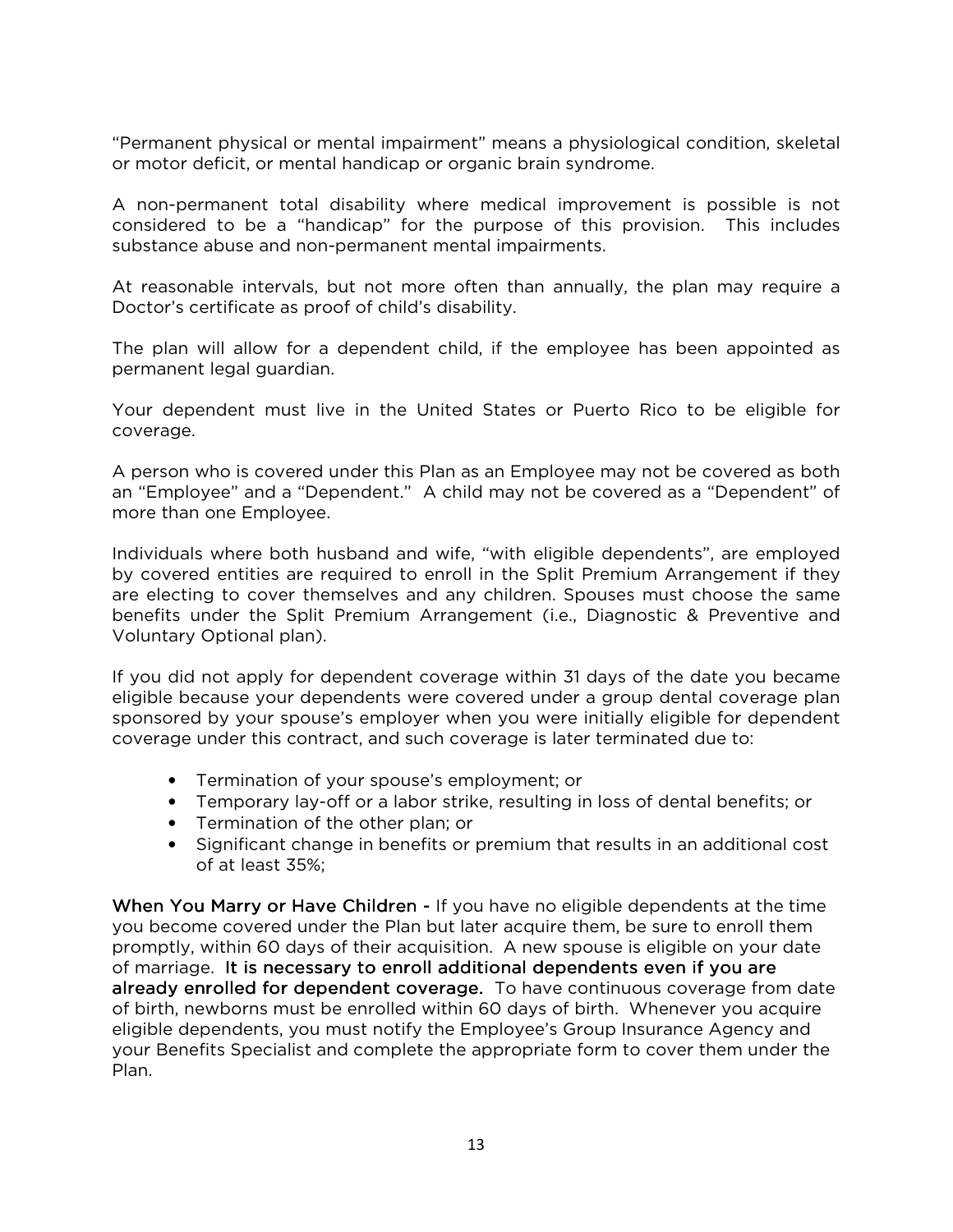"Permanent physical or mental impairment" means a physiological condition, skeletal or motor deficit, or mental handicap or organic brain syndrome.

A non-permanent total disability where medical improvement is possible is not considered to be a "handicap" for the purpose of this provision. This includes substance abuse and non-permanent mental impairments.

At reasonable intervals, but not more often than annually, the plan may require a Doctor's certificate as proof of child's disability.

The plan will allow for a dependent child, if the employee has been appointed as permanent legal guardian.

Your dependent must live in the United States or Puerto Rico to be eligible for coverage.

A person who is covered under this Plan as an Employee may not be covered as both an "Employee" and a "Dependent." A child may not be covered as a "Dependent" of more than one Employee.

Individuals where both husband and wife, "with eligible dependents", are employed by covered entities are required to enroll in the Split Premium Arrangement if they are electing to cover themselves and any children. Spouses must choose the same benefits under the Split Premium Arrangement (i.e., Diagnostic & Preventive and Voluntary Optional plan).

If you did not apply for dependent coverage within 31 days of the date you became eligible because your dependents were covered under a group dental coverage plan sponsored by your spouse's employer when you were initially eligible for dependent coverage under this contract, and such coverage is later terminated due to:

- Termination of your spouse's employment; or
- Temporary lay-off or a labor strike, resulting in loss of dental benefits; or
- Termination of the other plan; or
- Significant change in benefits or premium that results in an additional cost of at least 35%;

**When You Marry or Have Children -** If you have no eligible dependents at the time you become covered under the Plan but later acquire them, be sure to enroll them promptly, within 60 days of their acquisition. A new spouse is eligible on your date of marriage. **It is necessary to enroll additional dependents even if you are already enrolled for dependent coverage.** To have continuous coverage from date of birth, newborns must be enrolled within 60 days of birth. Whenever you acquire eligible dependents, you must notify the Employee's Group Insurance Agency and your Benefits Specialist and complete the appropriate form to cover them under the Plan.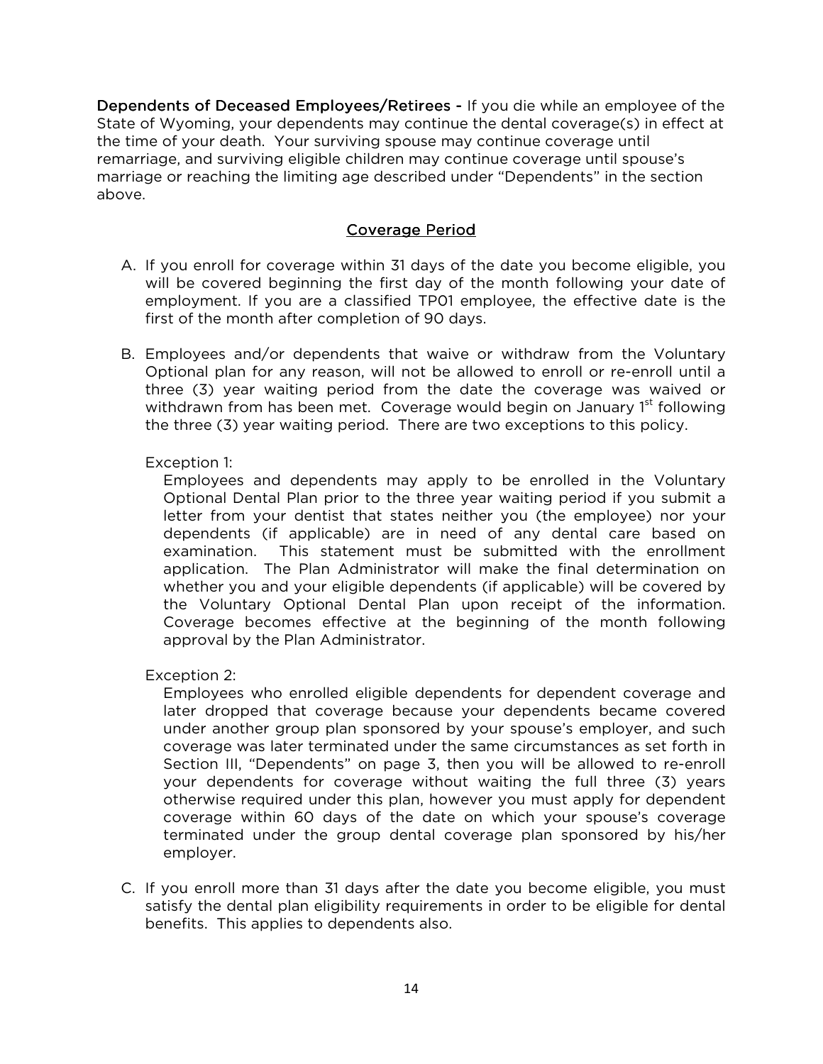**Dependents of Deceased Employees/Retirees -** If you die while an employee of the State of Wyoming, your dependents may continue the dental coverage(s) in effect at the time of your death. Your surviving spouse may continue coverage until remarriage, and surviving eligible children may continue coverage until spouse's marriage or reaching the limiting age described under "Dependents" in the section above.

## Coverage Period

A. If you enroll for coverage within 31 days of the date you become eligible, you will be covered beginning the first day of the month following your date of employment. If you are a classified TP01 employee, the effective date is the first of the month after completion of 90 days.

B. Employees and/or dependents that waive or withdraw from the Voluntary Optional plan for any reason, will not be allowed to enroll or re-enroll until a three (3) year waiting period from the date the coverage was waived or withdrawn from has been met. Coverage would begin on January 1st following the three (3) year waiting period. There are two exceptions to this policy.

   Exception 1:

   Employees and dependents may apply to be enrolled in the Voluntary Optional Dental Plan prior to the three year waiting period if you submit a letter from your dentist that states neither you (the employee) nor your dependents (if applicable) are in need of any dental care based on examination. This statement must be submitted with the enrollment application. The Plan Administrator will make the final determination on whether you and your eligible dependents (if applicable) will be covered by the Voluntary Optional Dental Plan upon receipt of the information. Coverage becomes effective at the beginning of the month following approval by the Plan Administrator.

   Exception 2:

   Employees who enrolled eligible dependents for dependent coverage and later dropped that coverage because your dependents became covered under another group plan sponsored by your spouse's employer, and such coverage was later terminated under the same circumstances as set forth in Section III, "Dependents" on page 3, then you will be allowed to re-enroll your dependents for coverage without waiting the full three (3) years otherwise required under this plan, however you must apply for dependent coverage within 60 days of the date on which your spouse's coverage terminated under the group dental coverage plan sponsored by his/her employer.

C. If you enroll more than 31 days after the date you become eligible, you must satisfy the dental plan eligibility requirements in order to be eligible for dental benefits. This applies to dependents also.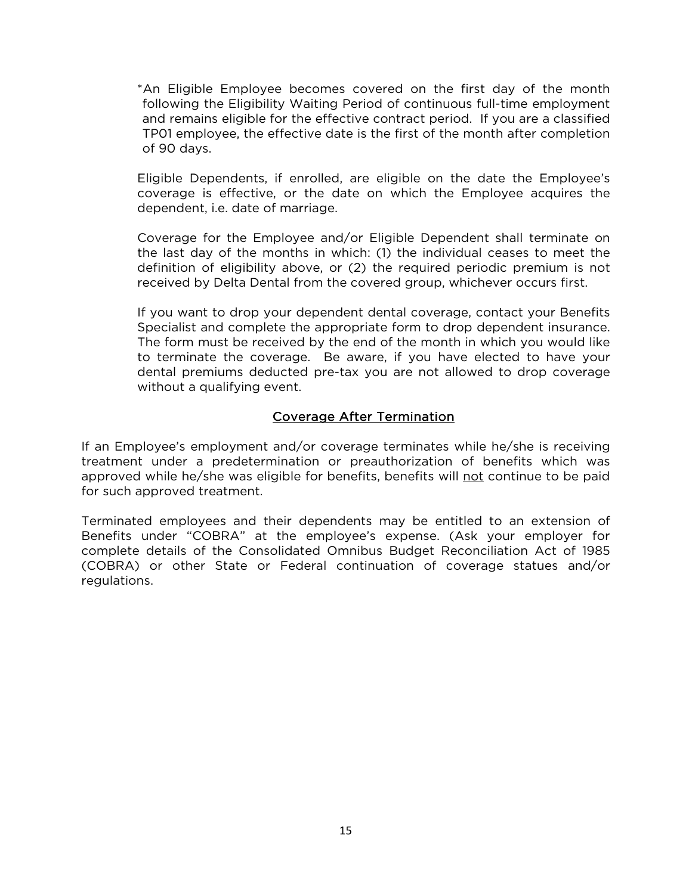*An Eligible Employee becomes covered on the first day of the month following the Eligibility Waiting Period of continuous full-time employment and remains eligible for the effective contract period. If you are a classified TP01 employee, the effective date is the first of the month after completion of 90 days.

Eligible Dependents, if enrolled, are eligible on the date the Employee's coverage is effective, or the date on which the Employee acquires the dependent, i.e. date of marriage.

Coverage for the Employee and/or Eligible Dependent shall terminate on the last day of the months in which: (1) the individual ceases to meet the definition of eligibility above, or (2) the required periodic premium is not received by Delta Dental from the covered group, whichever occurs first.

If you want to drop your dependent dental coverage, contact your Benefits Specialist and complete the appropriate form to drop dependent insurance. The form must be received by the end of the month in which you would like to terminate the coverage. Be aware, if you have elected to have your dental premiums deducted pre-tax you are not allowed to drop coverage without a qualifying event.

## Coverage After Termination

If an Employee's employment and/or coverage terminates while he/she is receiving treatment under a predetermination or preauthorization of benefits which was approved while he/she was eligible for benefits, benefits will <u>not</u> continue to be paid for such approved treatment.

Terminated employees and their dependents may be entitled to an extension of Benefits under "COBRA" at the employee's expense. (Ask your employer for complete details of the Consolidated Omnibus Budget Reconciliation Act of 1985 (COBRA) or other State or Federal continuation of coverage statues and/or regulations.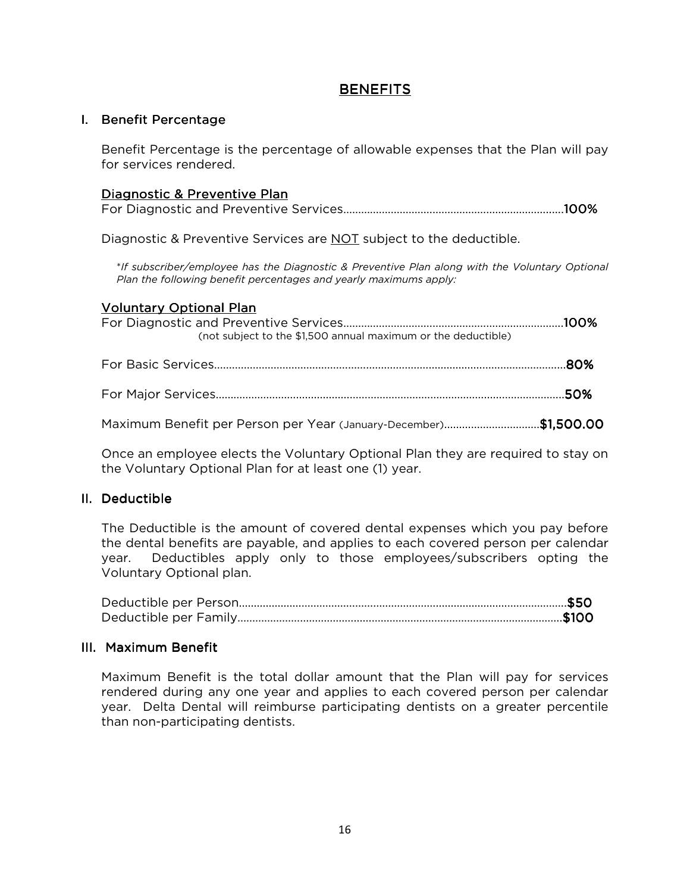# BENEFITS

## I. Benefit Percentage

Benefit Percentage is the percentage of allowable expenses that the Plan will pay for services rendered.

**Diagnostic & Preventive Plan**

For Diagnostic and Preventive Services............................................................................**100%**

Diagnostic & Preventive Services are NOT subject to the deductible.

*\*If subscriber/employee has the Diagnostic & Preventive Plan along with the Voluntary Optional Plan the following benefit percentages and yearly maximums apply:*

**Voluntary Optional Plan**

For Diagnostic and Preventive Services............................................................................**100%**
(not subject to the $1,500 annual maximum or the deductible)

For Basic Services.......................................................................................................................**80%**

For Major Services.......................................................................................................................**50%**

Maximum Benefit per Person per Year (January-December)...............................**$1,500.00**

Once an employee elects the Voluntary Optional Plan they are required to stay on the Voluntary Optional Plan for at least one (1) year.

## II. Deductible

The Deductible is the amount of covered dental expenses which you pay before the dental benefits are payable, and applies to each covered person per calendar year. Deductibles apply only to those employees/subscribers opting the Voluntary Optional plan.

Deductible per Person...............................................................................................................**$50**
Deductible per Family..............................................................................................................**$100**

## III. Maximum Benefit

Maximum Benefit is the total dollar amount that the Plan will pay for services rendered during any one year and applies to each covered person per calendar year. Delta Dental will reimburse participating dentists on a greater percentile than non-participating dentists.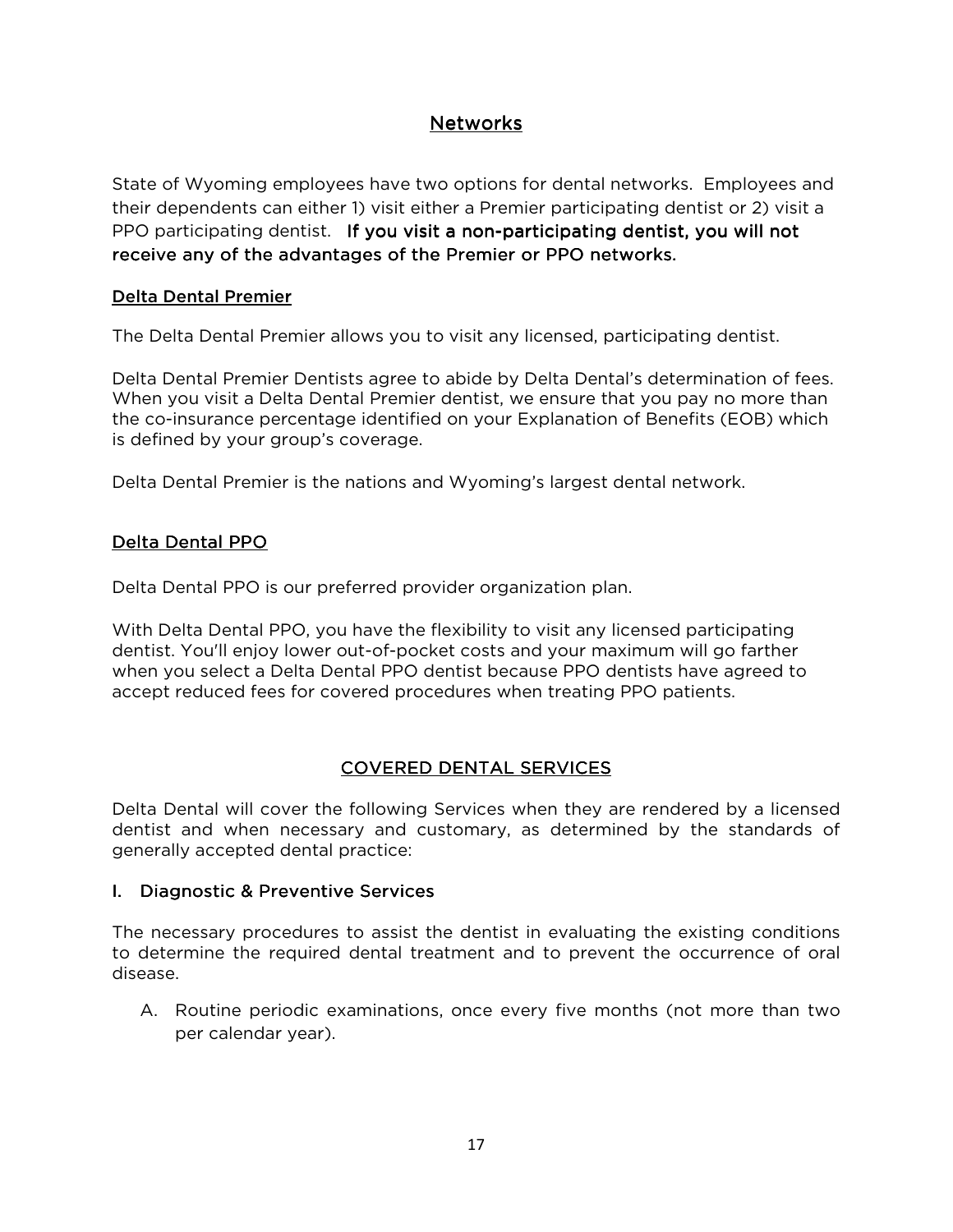## Networks

State of Wyoming employees have two options for dental networks. Employees and their dependents can either 1) visit either a Premier participating dentist or 2) visit a PPO participating dentist. **If you visit a non-participating dentist, you will not receive any of the advantages of the Premier or PPO networks.**

### Delta Dental Premier

The Delta Dental Premier allows you to visit any licensed, participating dentist.

Delta Dental Premier Dentists agree to abide by Delta Dental's determination of fees. When you visit a Delta Dental Premier dentist, we ensure that you pay no more than the co-insurance percentage identified on your Explanation of Benefits (EOB) which is defined by your group's coverage.

Delta Dental Premier is the nations and Wyoming's largest dental network.

### Delta Dental PPO

Delta Dental PPO is our preferred provider organization plan.

With Delta Dental PPO, you have the flexibility to visit any licensed participating dentist. You'll enjoy lower out-of-pocket costs and your maximum will go farther when you select a Delta Dental PPO dentist because PPO dentists have agreed to accept reduced fees for covered procedures when treating PPO patients.

## COVERED DENTAL SERVICES

Delta Dental will cover the following Services when they are rendered by a licensed dentist and when necessary and customary, as determined by the standards of generally accepted dental practice:

### I. Diagnostic & Preventive Services

The necessary procedures to assist the dentist in evaluating the existing conditions to determine the required dental treatment and to prevent the occurrence of oral disease.

A. Routine periodic examinations, once every five months (not more than two per calendar year).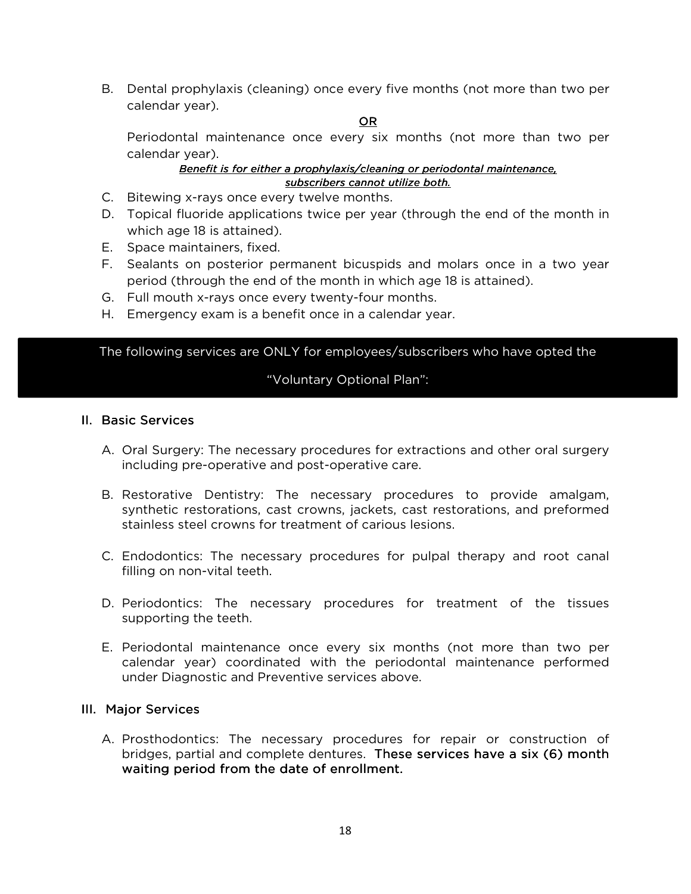B. Dental prophylaxis (cleaning) once every five months (not more than two per calendar year).

   OR

   Periodontal maintenance once every six months (not more than two per calendar year).

   ***Benefit is for either a prophylaxis/cleaning or periodontal maintenance, subscribers cannot utilize both.***

C. Bitewing x-rays once every twelve months.
D. Topical fluoride applications twice per year (through the end of the month in which age 18 is attained).
E. Space maintainers, fixed.
F. Sealants on posterior permanent bicuspids and molars once in a two year period (through the end of the month in which age 18 is attained).
G. Full mouth x-rays once every twenty-four months.
H. Emergency exam is a benefit once in a calendar year.

**The following services are ONLY for employees/subscribers who have opted the "Voluntary Optional Plan":**

## II. Basic Services

A. Oral Surgery: The necessary procedures for extractions and other oral surgery including pre-operative and post-operative care.

B. Restorative Dentistry: The necessary procedures to provide amalgam, synthetic restorations, cast crowns, jackets, cast restorations, and preformed stainless steel crowns for treatment of carious lesions.

C. Endodontics: The necessary procedures for pulpal therapy and root canal filling on non-vital teeth.

D. Periodontics: The necessary procedures for treatment of the tissues supporting the teeth.

E. Periodontal maintenance once every six months (not more than two per calendar year) coordinated with the periodontal maintenance performed under Diagnostic and Preventive services above.

## III. Major Services

A. Prosthodontics: The necessary procedures for repair or construction of bridges, partial and complete dentures. These services have a six (6) month waiting period from the date of enrollment.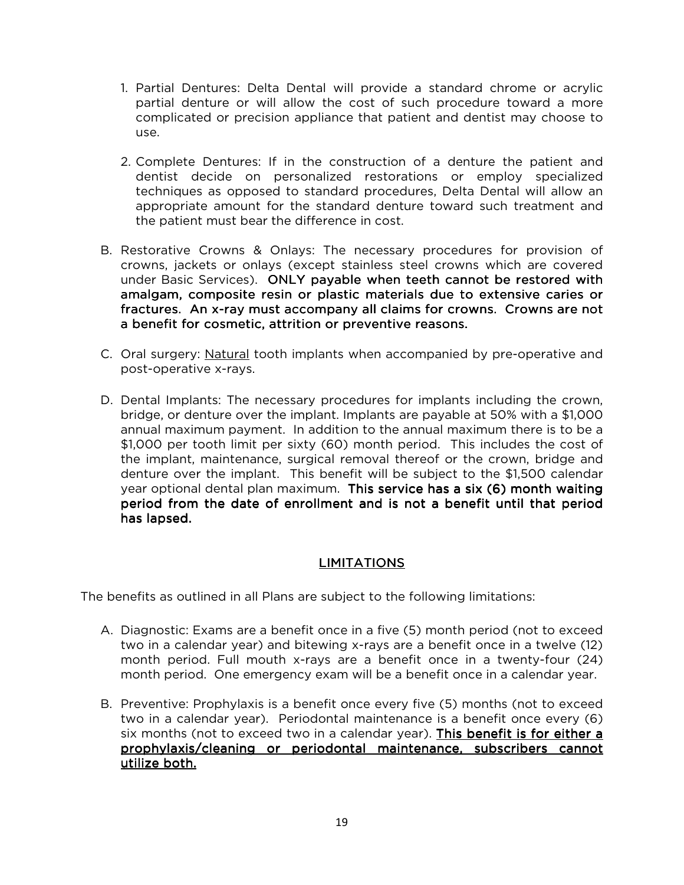1. Partial Dentures: Delta Dental will provide a standard chrome or acrylic partial denture or will allow the cost of such procedure toward a more complicated or precision appliance that patient and dentist may choose to use.

2. Complete Dentures: If in the construction of a denture the patient and dentist decide on personalized restorations or employ specialized techniques as opposed to standard procedures, Delta Dental will allow an appropriate amount for the standard denture toward such treatment and the patient must bear the difference in cost.

B. Restorative Crowns & Onlays: The necessary procedures for provision of crowns, jackets or onlays (except stainless steel crowns which are covered under Basic Services). **ONLY payable when teeth cannot be restored with amalgam, composite resin or plastic materials due to extensive caries or fractures. An x-ray must accompany all claims for crowns. Crowns are not a benefit for cosmetic, attrition or preventive reasons.**

C. Oral surgery: <u>Natural</u> tooth implants when accompanied by pre-operative and post-operative x-rays.

D. Dental Implants: The necessary procedures for implants including the crown, bridge, or denture over the implant. Implants are payable at 50% with a $1,000 annual maximum payment. In addition to the annual maximum there is to be a $1,000 per tooth limit per sixty (60) month period. This includes the cost of the implant, maintenance, surgical removal thereof or the crown, bridge and denture over the implant. This benefit will be subject to the $1,500 calendar year optional dental plan maximum. **This service has a six (6) month waiting period from the date of enrollment and is not a benefit until that period has lapsed.**

## <u>LIMITATIONS</u>

The benefits as outlined in all Plans are subject to the following limitations:

A. Diagnostic: Exams are a benefit once in a five (5) month period (not to exceed two in a calendar year) and bitewing x-rays are a benefit once in a twelve (12) month period. Full mouth x-rays are a benefit once in a twenty-four (24) month period. One emergency exam will be a benefit once in a calendar year.

B. Preventive: Prophylaxis is a benefit once every five (5) months (not to exceed two in a calendar year). Periodontal maintenance is a benefit once every (6) six months (not to exceed two in a calendar year). **<u>This benefit is for either a prophylaxis/cleaning or periodontal maintenance, subscribers cannot utilize both.</u>**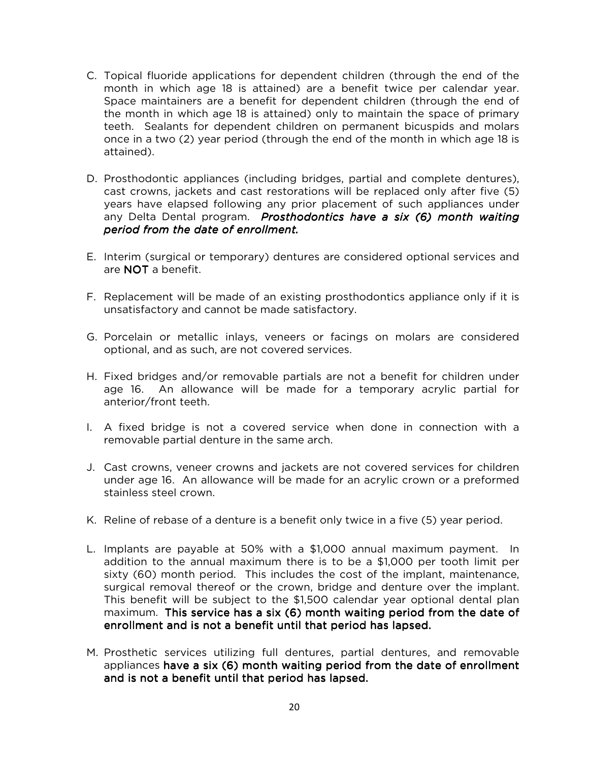C. Topical fluoride applications for dependent children (through the end of the month in which age 18 is attained) are a benefit twice per calendar year. Space maintainers are a benefit for dependent children (through the end of the month in which age 18 is attained) only to maintain the space of primary teeth. Sealants for dependent children on permanent bicuspids and molars once in a two (2) year period (through the end of the month in which age 18 is attained).

D. Prosthodontic appliances (including bridges, partial and complete dentures), cast crowns, jackets and cast restorations will be replaced only after five (5) years have elapsed following any prior placement of such appliances under any Delta Dental program. ***Prosthodontics have a six (6) month waiting period from the date of enrollment.***

E. Interim (surgical or temporary) dentures are considered optional services and are **NOT** a benefit.

F. Replacement will be made of an existing prosthodontics appliance only if it is unsatisfactory and cannot be made satisfactory.

G. Porcelain or metallic inlays, veneers or facings on molars are considered optional, and as such, are not covered services.

H. Fixed bridges and/or removable partials are not a benefit for children under age 16. An allowance will be made for a temporary acrylic partial for anterior/front teeth.

I. A fixed bridge is not a covered service when done in connection with a removable partial denture in the same arch.

J. Cast crowns, veneer crowns and jackets are not covered services for children under age 16. An allowance will be made for an acrylic crown or a preformed stainless steel crown.

K. Reline of rebase of a denture is a benefit only twice in a five (5) year period.

L. Implants are payable at 50% with a $1,000 annual maximum payment. In addition to the annual maximum there is to be a $1,000 per tooth limit per sixty (60) month period. This includes the cost of the implant, maintenance, surgical removal thereof or the crown, bridge and denture over the implant. This benefit will be subject to the $1,500 calendar year optional dental plan maximum. **This service has a six (6) month waiting period from the date of enrollment and is not a benefit until that period has lapsed.**

M. Prosthetic services utilizing full dentures, partial dentures, and removable appliances **have a six (6) month waiting period from the date of enrollment and is not a benefit until that period has lapsed.**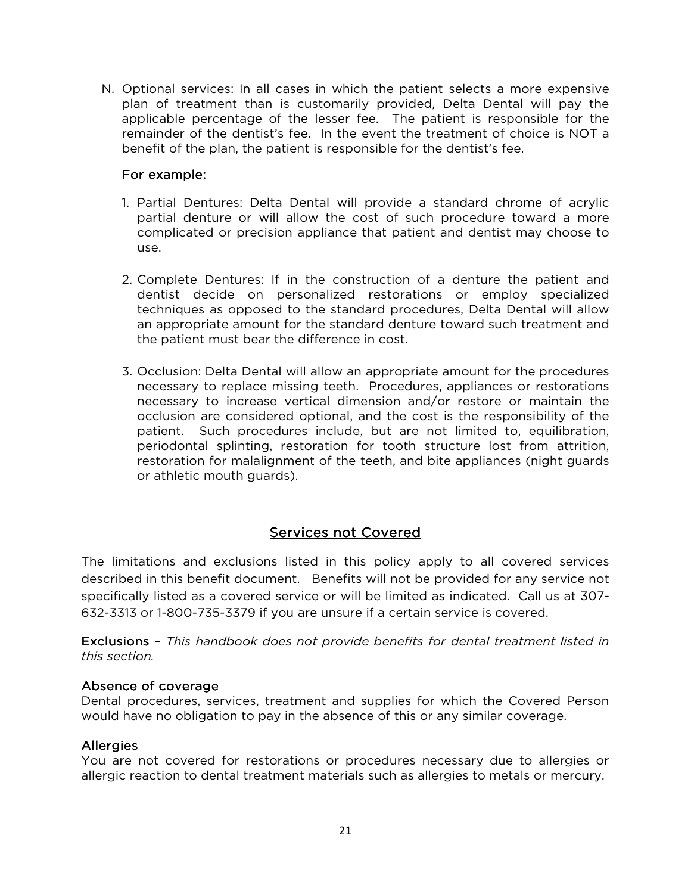N. Optional services: In all cases in which the patient selects a more expensive plan of treatment than is customarily provided, Delta Dental will pay the applicable percentage of the lesser fee. The patient is responsible for the remainder of the dentist's fee. In the event the treatment of choice is NOT a benefit of the plan, the patient is responsible for the dentist's fee.

   For example:

   1. Partial Dentures: Delta Dental will provide a standard chrome of acrylic partial denture or will allow the cost of such procedure toward a more complicated or precision appliance that patient and dentist may choose to use.

   2. Complete Dentures: If in the construction of a denture the patient and dentist decide on personalized restorations or employ specialized techniques as opposed to the standard procedures, Delta Dental will allow an appropriate amount for the standard denture toward such treatment and the patient must bear the difference in cost.

   3. Occlusion: Delta Dental will allow an appropriate amount for the procedures necessary to replace missing teeth. Procedures, appliances or restorations necessary to increase vertical dimension and/or restore or maintain the occlusion are considered optional, and the cost is the responsibility of the patient. Such procedures include, but are not limited to, equilibration, periodontal splinting, restoration for tooth structure lost from attrition, restoration for malalignment of the teeth, and bite appliances (night guards or athletic mouth guards).

## Services not Covered

The limitations and exclusions listed in this policy apply to all covered services described in this benefit document. Benefits will not be provided for any service not specifically listed as a covered service or will be limited as indicated. Call us at 307-632-3313 or 1-800-735-3379 if you are unsure if a certain service is covered.

**Exclusions** – *This handbook does not provide benefits for dental treatment listed in this section.*

### Absence of coverage
Dental procedures, services, treatment and supplies for which the Covered Person would have no obligation to pay in the absence of this or any similar coverage.

### Allergies
You are not covered for restorations or procedures necessary due to allergies or allergic reaction to dental treatment materials such as allergies to metals or mercury.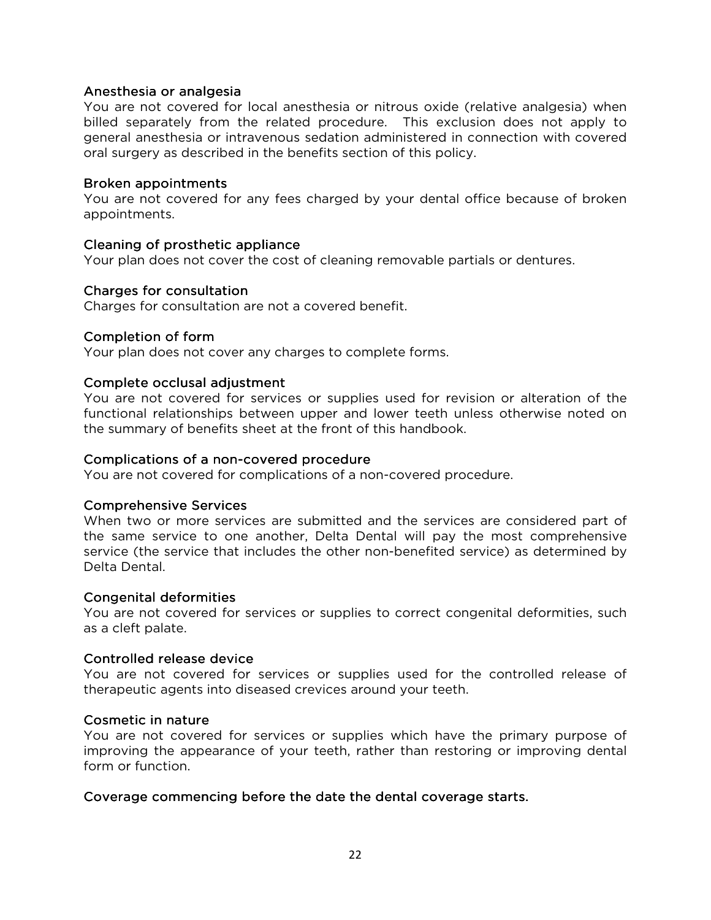### Anesthesia or analgesia

You are not covered for local anesthesia or nitrous oxide (relative analgesia) when billed separately from the related procedure. This exclusion does not apply to general anesthesia or intravenous sedation administered in connection with covered oral surgery as described in the benefits section of this policy.

### Broken appointments

You are not covered for any fees charged by your dental office because of broken appointments.

### Cleaning of prosthetic appliance

Your plan does not cover the cost of cleaning removable partials or dentures.

### Charges for consultation

Charges for consultation are not a covered benefit.

### Completion of form

Your plan does not cover any charges to complete forms.

### Complete occlusal adjustment

You are not covered for services or supplies used for revision or alteration of the functional relationships between upper and lower teeth unless otherwise noted on the summary of benefits sheet at the front of this handbook.

### Complications of a non-covered procedure

You are not covered for complications of a non-covered procedure.

### Comprehensive Services

When two or more services are submitted and the services are considered part of the same service to one another, Delta Dental will pay the most comprehensive service (the service that includes the other non-benefited service) as determined by Delta Dental.

### Congenital deformities

You are not covered for services or supplies to correct congenital deformities, such as a cleft palate.

### Controlled release device

You are not covered for services or supplies used for the controlled release of therapeutic agents into diseased crevices around your teeth.

### Cosmetic in nature

You are not covered for services or supplies which have the primary purpose of improving the appearance of your teeth, rather than restoring or improving dental form or function.

### Coverage commencing before the date the dental coverage starts.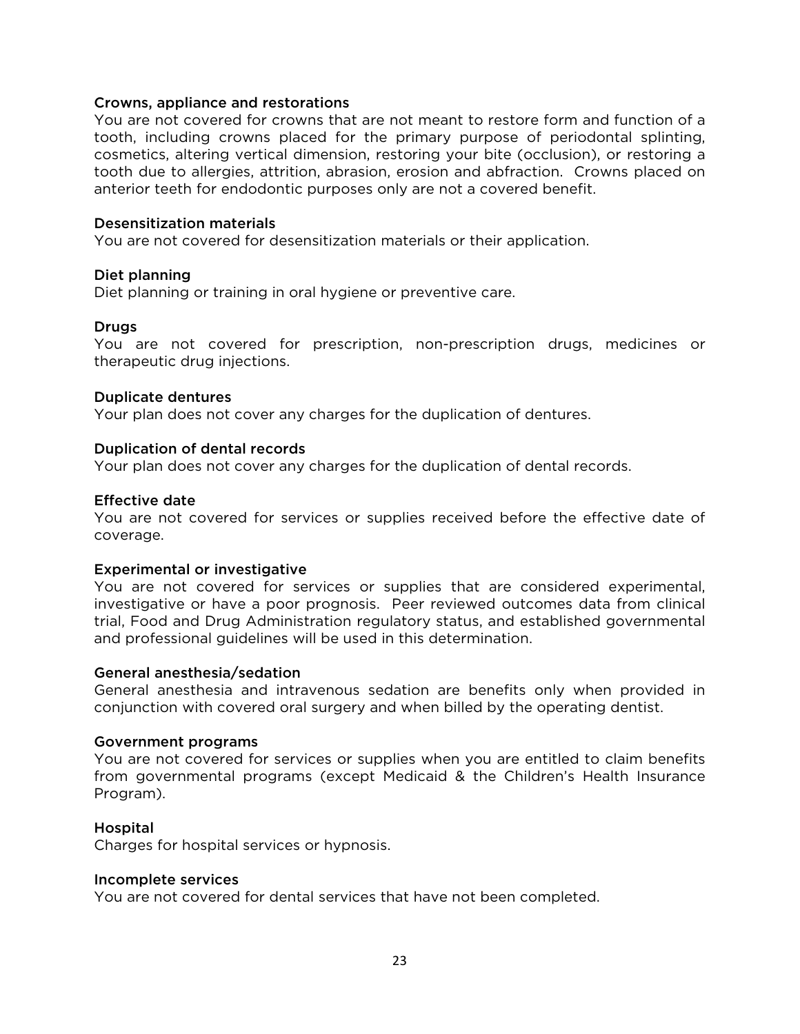### Crowns, appliance and restorations

You are not covered for crowns that are not meant to restore form and function of a tooth, including crowns placed for the primary purpose of periodontal splinting, cosmetics, altering vertical dimension, restoring your bite (occlusion), or restoring a tooth due to allergies, attrition, abrasion, erosion and abfraction. Crowns placed on anterior teeth for endodontic purposes only are not a covered benefit.

### Desensitization materials

You are not covered for desensitization materials or their application.

### Diet planning

Diet planning or training in oral hygiene or preventive care.

### Drugs

You are not covered for prescription, non-prescription drugs, medicines or therapeutic drug injections.

### Duplicate dentures

Your plan does not cover any charges for the duplication of dentures.

### Duplication of dental records

Your plan does not cover any charges for the duplication of dental records.

### Effective date

You are not covered for services or supplies received before the effective date of coverage.

### Experimental or investigative

You are not covered for services or supplies that are considered experimental, investigative or have a poor prognosis. Peer reviewed outcomes data from clinical trial, Food and Drug Administration regulatory status, and established governmental and professional guidelines will be used in this determination.

### General anesthesia/sedation

General anesthesia and intravenous sedation are benefits only when provided in conjunction with covered oral surgery and when billed by the operating dentist.

### Government programs

You are not covered for services or supplies when you are entitled to claim benefits from governmental programs (except Medicaid & the Children's Health Insurance Program).

### Hospital

Charges for hospital services or hypnosis.

### Incomplete services

You are not covered for dental services that have not been completed.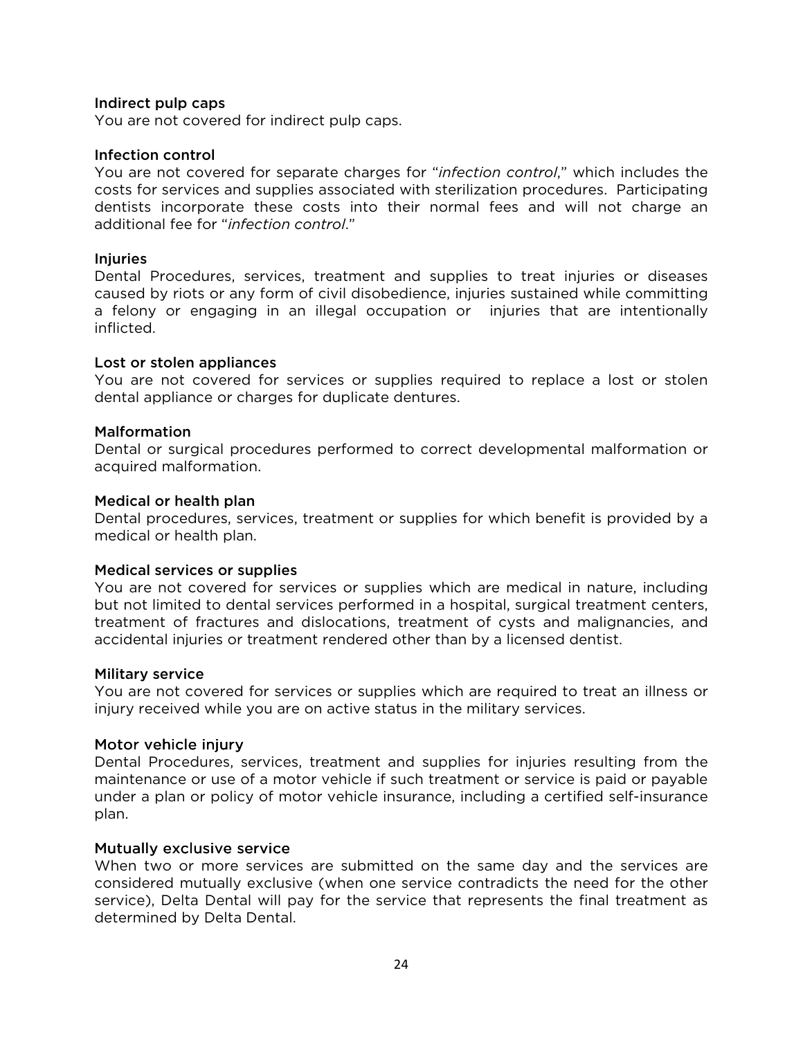#### Indirect pulp caps

You are not covered for indirect pulp caps.

#### Infection control

You are not covered for separate charges for "*infection control*," which includes the costs for services and supplies associated with sterilization procedures. Participating dentists incorporate these costs into their normal fees and will not charge an additional fee for "*infection control*."

#### Injuries

Dental Procedures, services, treatment and supplies to treat injuries or diseases caused by riots or any form of civil disobedience, injuries sustained while committing a felony or engaging in an illegal occupation or injuries that are intentionally inflicted.

#### Lost or stolen appliances

You are not covered for services or supplies required to replace a lost or stolen dental appliance or charges for duplicate dentures.

#### Malformation

Dental or surgical procedures performed to correct developmental malformation or acquired malformation.

#### Medical or health plan

Dental procedures, services, treatment or supplies for which benefit is provided by a medical or health plan.

#### Medical services or supplies

You are not covered for services or supplies which are medical in nature, including but not limited to dental services performed in a hospital, surgical treatment centers, treatment of fractures and dislocations, treatment of cysts and malignancies, and accidental injuries or treatment rendered other than by a licensed dentist.

#### Military service

You are not covered for services or supplies which are required to treat an illness or injury received while you are on active status in the military services.

#### Motor vehicle injury

Dental Procedures, services, treatment and supplies for injuries resulting from the maintenance or use of a motor vehicle if such treatment or service is paid or payable under a plan or policy of motor vehicle insurance, including a certified self-insurance plan.

#### Mutually exclusive service

When two or more services are submitted on the same day and the services are considered mutually exclusive (when one service contradicts the need for the other service), Delta Dental will pay for the service that represents the final treatment as determined by Delta Dental.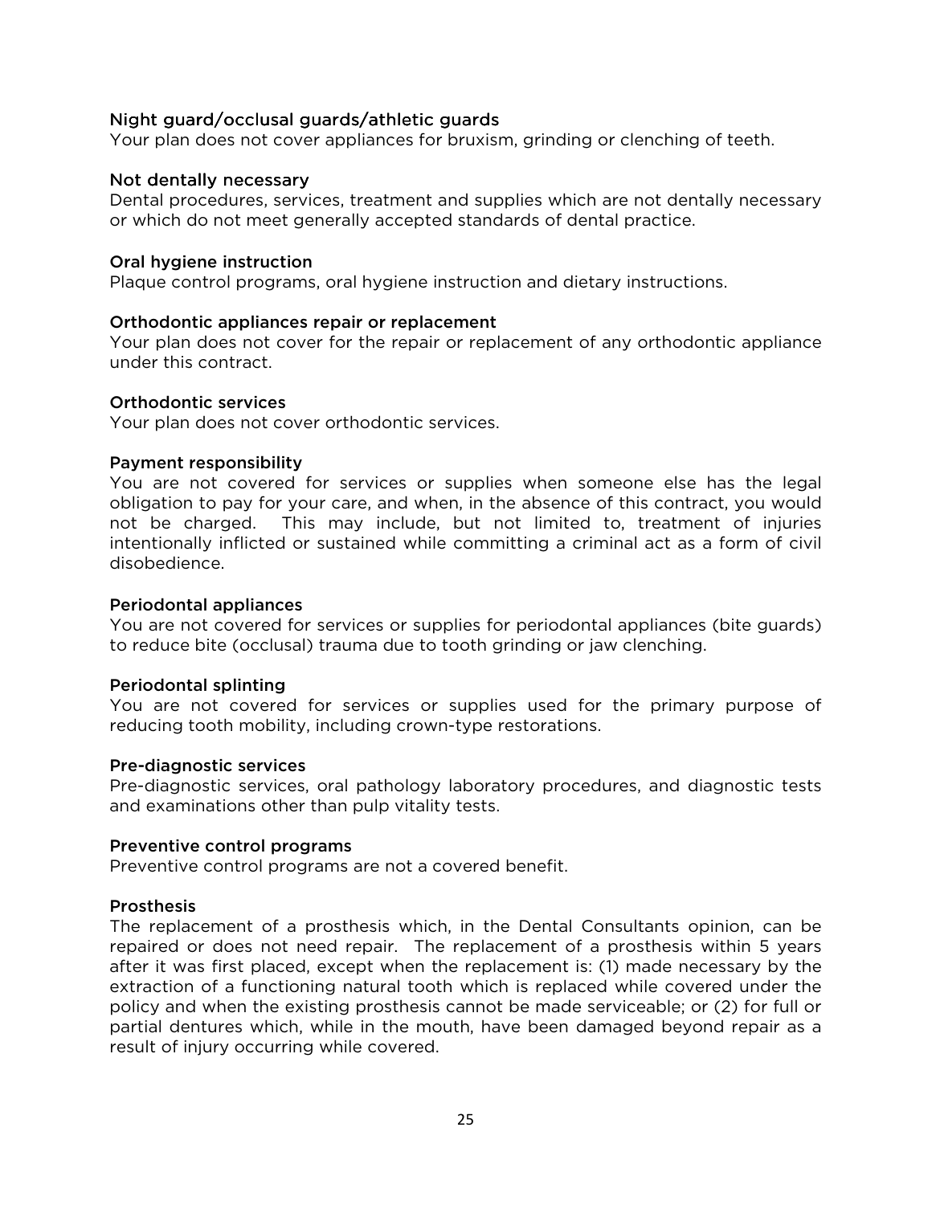### Night guard/occlusal guards/athletic guards

Your plan does not cover appliances for bruxism, grinding or clenching of teeth.

### Not dentally necessary

Dental procedures, services, treatment and supplies which are not dentally necessary or which do not meet generally accepted standards of dental practice.

### Oral hygiene instruction

Plaque control programs, oral hygiene instruction and dietary instructions.

### Orthodontic appliances repair or replacement

Your plan does not cover for the repair or replacement of any orthodontic appliance under this contract.

### Orthodontic services

Your plan does not cover orthodontic services.

### Payment responsibility

You are not covered for services or supplies when someone else has the legal obligation to pay for your care, and when, in the absence of this contract, you would not be charged. This may include, but not limited to, treatment of injuries intentionally inflicted or sustained while committing a criminal act as a form of civil disobedience.

### Periodontal appliances

You are not covered for services or supplies for periodontal appliances (bite guards) to reduce bite (occlusal) trauma due to tooth grinding or jaw clenching.

### Periodontal splinting

You are not covered for services or supplies used for the primary purpose of reducing tooth mobility, including crown-type restorations.

### Pre-diagnostic services

Pre-diagnostic services, oral pathology laboratory procedures, and diagnostic tests and examinations other than pulp vitality tests.

### Preventive control programs

Preventive control programs are not a covered benefit.

### Prosthesis

The replacement of a prosthesis which, in the Dental Consultants opinion, can be repaired or does not need repair. The replacement of a prosthesis within 5 years after it was first placed, except when the replacement is: (1) made necessary by the extraction of a functioning natural tooth which is replaced while covered under the policy and when the existing prosthesis cannot be made serviceable; or (2) for full or partial dentures which, while in the mouth, have been damaged beyond repair as a result of injury occurring while covered.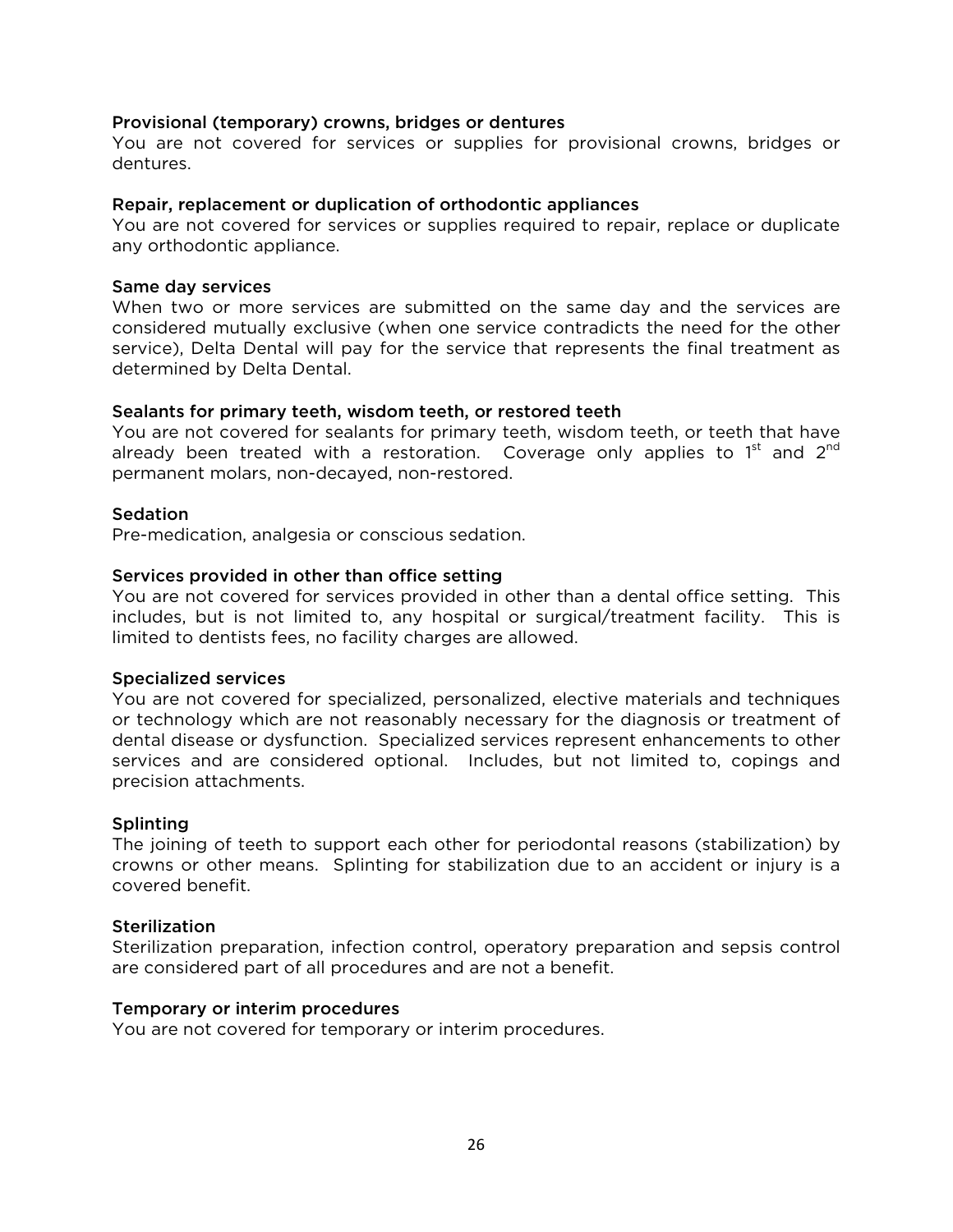### Provisional (temporary) crowns, bridges or dentures

You are not covered for services or supplies for provisional crowns, bridges or dentures.

### Repair, replacement or duplication of orthodontic appliances

You are not covered for services or supplies required to repair, replace or duplicate any orthodontic appliance.

### Same day services

When two or more services are submitted on the same day and the services are considered mutually exclusive (when one service contradicts the need for the other service), Delta Dental will pay for the service that represents the final treatment as determined by Delta Dental.

### Sealants for primary teeth, wisdom teeth, or restored teeth

You are not covered for sealants for primary teeth, wisdom teeth, or teeth that have already been treated with a restoration. Coverage only applies to 1st and 2nd permanent molars, non-decayed, non-restored.

### Sedation

Pre-medication, analgesia or conscious sedation.

### Services provided in other than office setting

You are not covered for services provided in other than a dental office setting. This includes, but is not limited to, any hospital or surgical/treatment facility. This is limited to dentists fees, no facility charges are allowed.

### Specialized services

You are not covered for specialized, personalized, elective materials and techniques or technology which are not reasonably necessary for the diagnosis or treatment of dental disease or dysfunction. Specialized services represent enhancements to other services and are considered optional. Includes, but not limited to, copings and precision attachments.

### Splinting

The joining of teeth to support each other for periodontal reasons (stabilization) by crowns or other means. Splinting for stabilization due to an accident or injury is a covered benefit.

### Sterilization

Sterilization preparation, infection control, operatory preparation and sepsis control are considered part of all procedures and are not a benefit.

### Temporary or interim procedures

You are not covered for temporary or interim procedures.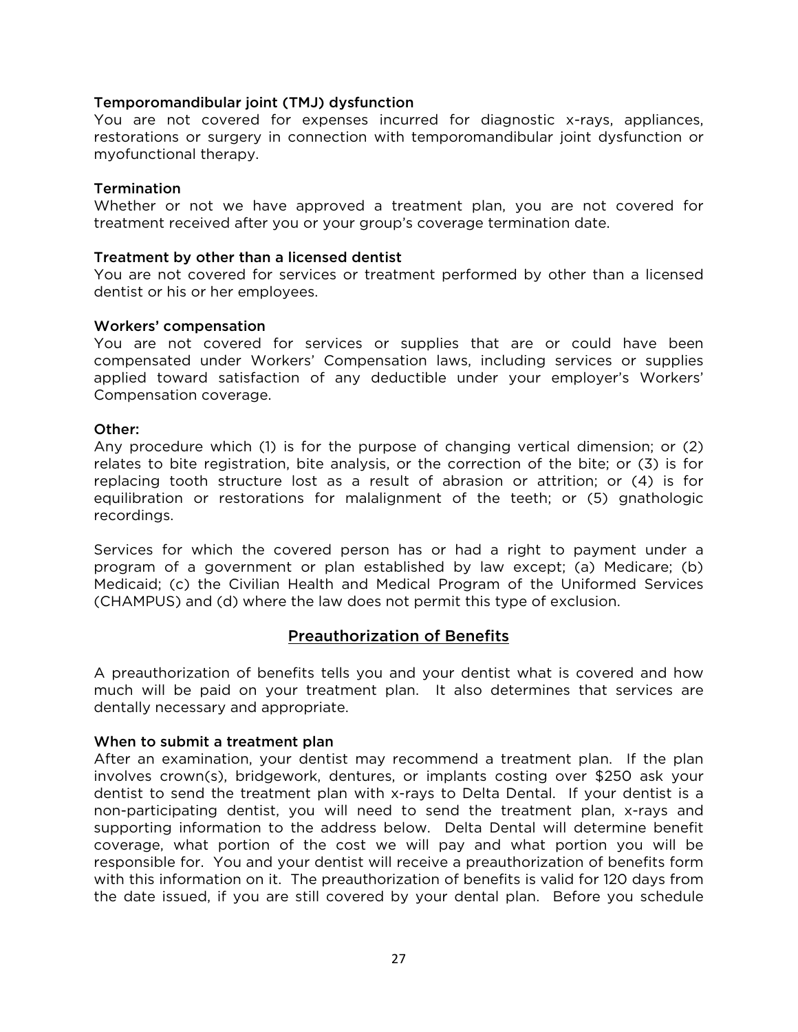### Temporomandibular joint (TMJ) dysfunction

You are not covered for expenses incurred for diagnostic x-rays, appliances, restorations or surgery in connection with temporomandibular joint dysfunction or myofunctional therapy.

### Termination

Whether or not we have approved a treatment plan, you are not covered for treatment received after you or your group's coverage termination date.

### Treatment by other than a licensed dentist

You are not covered for services or treatment performed by other than a licensed dentist or his or her employees.

### Workers' compensation

You are not covered for services or supplies that are or could have been compensated under Workers' Compensation laws, including services or supplies applied toward satisfaction of any deductible under your employer's Workers' Compensation coverage.

### Other:

Any procedure which (1) is for the purpose of changing vertical dimension; or (2) relates to bite registration, bite analysis, or the correction of the bite; or (3) is for replacing tooth structure lost as a result of abrasion or attrition; or (4) is for equilibration or restorations for malalignment of the teeth; or (5) gnathologic recordings.

Services for which the covered person has or had a right to payment under a program of a government or plan established by law except; (a) Medicare; (b) Medicaid; (c) the Civilian Health and Medical Program of the Uniformed Services (CHAMPUS) and (d) where the law does not permit this type of exclusion.

## Preauthorization of Benefits

A preauthorization of benefits tells you and your dentist what is covered and how much will be paid on your treatment plan. It also determines that services are dentally necessary and appropriate.

### When to submit a treatment plan

After an examination, your dentist may recommend a treatment plan. If the plan involves crown(s), bridgework, dentures, or implants costing over $250 ask your dentist to send the treatment plan with x-rays to Delta Dental. If your dentist is a non-participating dentist, you will need to send the treatment plan, x-rays and supporting information to the address below. Delta Dental will determine benefit coverage, what portion of the cost we will pay and what portion you will be responsible for. You and your dentist will receive a preauthorization of benefits form with this information on it. The preauthorization of benefits is valid for 120 days from the date issued, if you are still covered by your dental plan. Before you schedule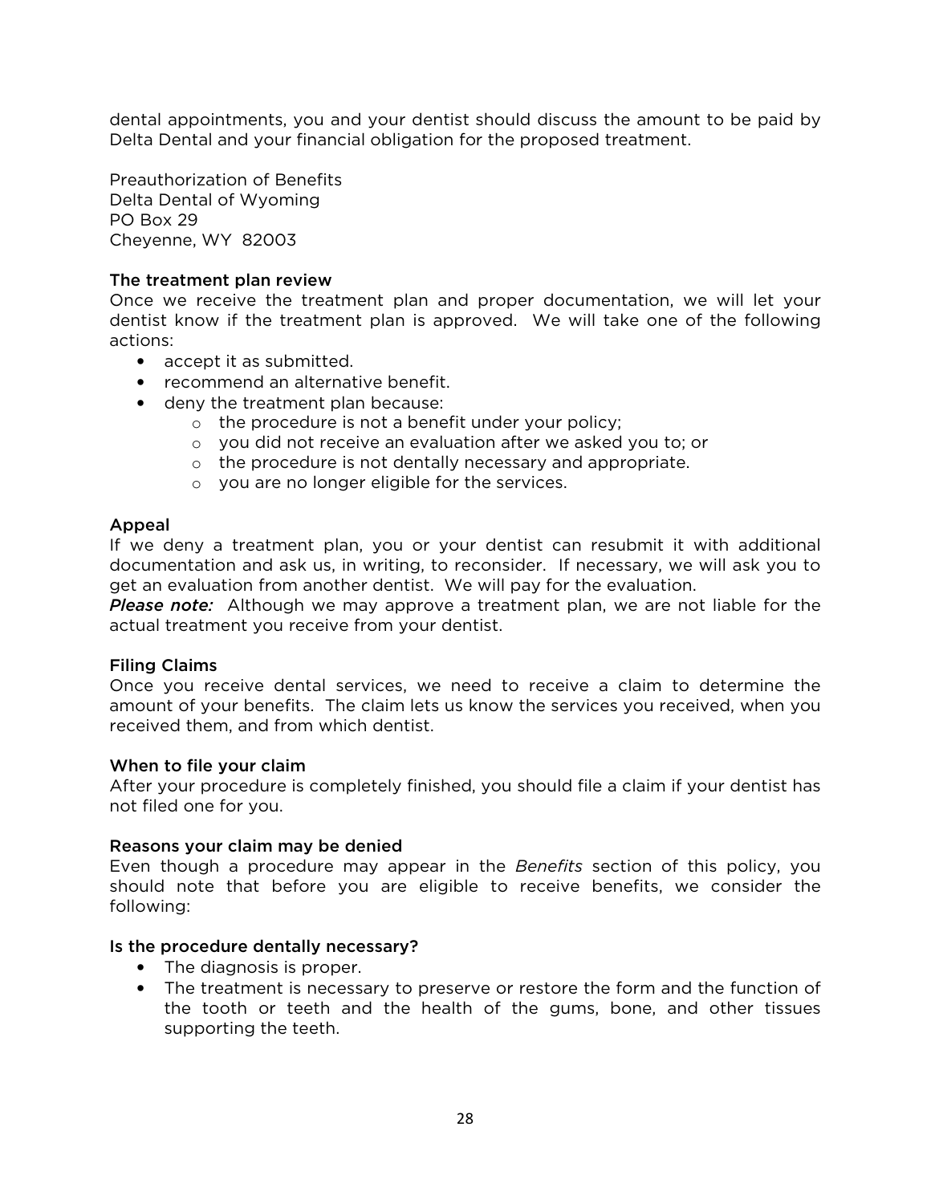dental appointments, you and your dentist should discuss the amount to be paid by Delta Dental and your financial obligation for the proposed treatment.

Preauthorization of Benefits
Delta Dental of Wyoming
PO Box 29
Cheyenne, WY 82003

### The treatment plan review

Once we receive the treatment plan and proper documentation, we will let your dentist know if the treatment plan is approved. We will take one of the following actions:

- accept it as submitted.
- recommend an alternative benefit.
- deny the treatment plan because:
    - the procedure is not a benefit under your policy;
    - you did not receive an evaluation after we asked you to; or
    - the procedure is not dentally necessary and appropriate.
    - you are no longer eligible for the services.

### Appeal

If we deny a treatment plan, you or your dentist can resubmit it with additional documentation and ask us, in writing, to reconsider. If necessary, we will ask you to get an evaluation from another dentist. We will pay for the evaluation.

***Please note:*** Although we may approve a treatment plan, we are not liable for the actual treatment you receive from your dentist.

### Filing Claims

Once you receive dental services, we need to receive a claim to determine the amount of your benefits. The claim lets us know the services you received, when you received them, and from which dentist.

### When to file your claim

After your procedure is completely finished, you should file a claim if your dentist has not filed one for you.

### Reasons your claim may be denied

Even though a procedure may appear in the *Benefits* section of this policy, you should note that before you are eligible to receive benefits, we consider the following:

### Is the procedure dentally necessary?

- The diagnosis is proper.
- The treatment is necessary to preserve or restore the form and the function of the tooth or teeth and the health of the gums, bone, and other tissues supporting the teeth.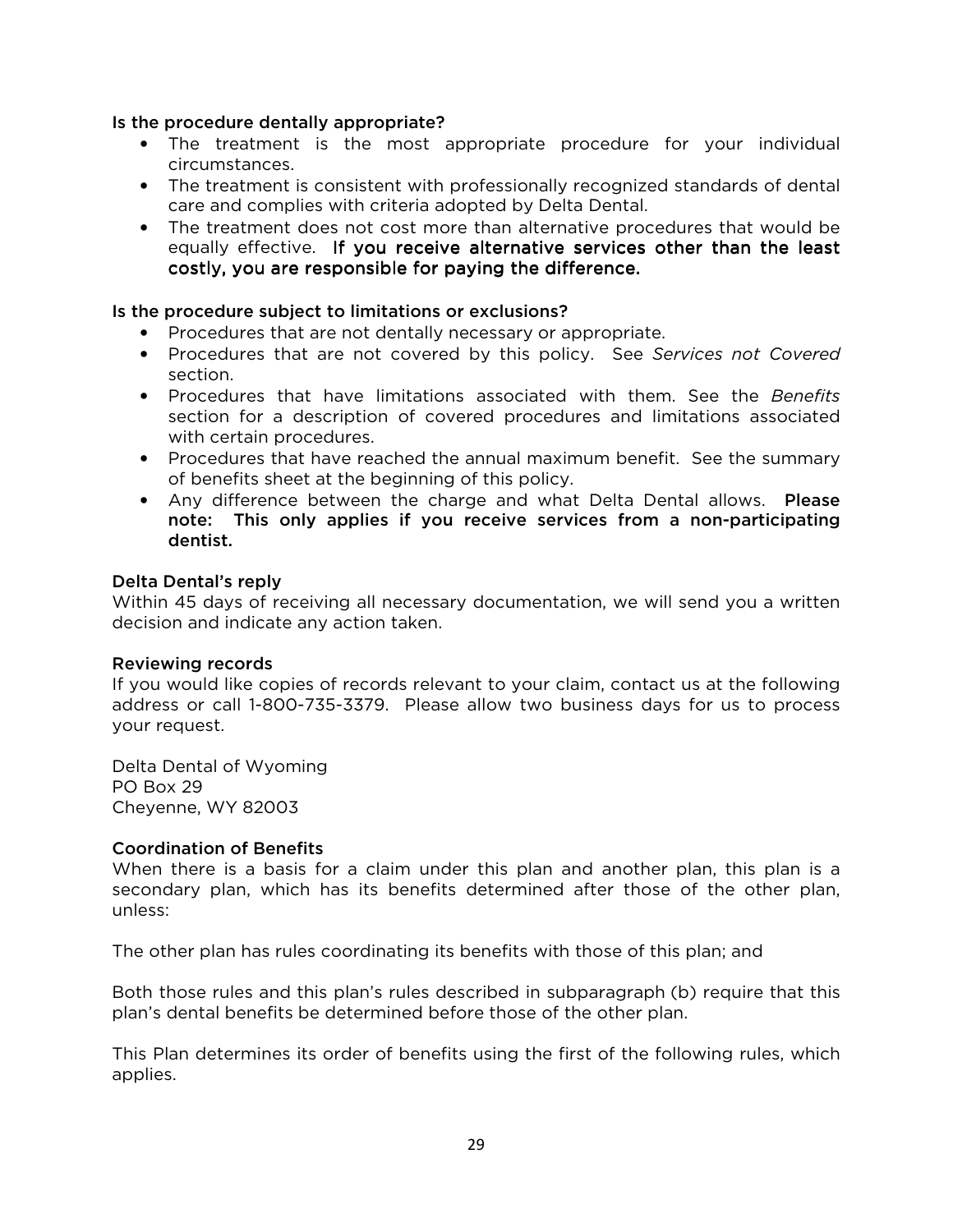### Is the procedure dentally appropriate?

- The treatment is the most appropriate procedure for your individual circumstances.
- The treatment is consistent with professionally recognized standards of dental care and complies with criteria adopted by Delta Dental.
- The treatment does not cost more than alternative procedures that would be equally effective. **If you receive alternative services other than the least costly, you are responsible for paying the difference.**

### Is the procedure subject to limitations or exclusions?

- Procedures that are not dentally necessary or appropriate.
- Procedures that are not covered by this policy. See *Services not Covered* section.
- Procedures that have limitations associated with them. See the *Benefits* section for a description of covered procedures and limitations associated with certain procedures.
- Procedures that have reached the annual maximum benefit. See the summary of benefits sheet at the beginning of this policy.
- Any difference between the charge and what Delta Dental allows. **Please note: This only applies if you receive services from a non-participating dentist.**

### Delta Dental's reply

Within 45 days of receiving all necessary documentation, we will send you a written decision and indicate any action taken.

### Reviewing records

If you would like copies of records relevant to your claim, contact us at the following address or call 1-800-735-3379. Please allow two business days for us to process your request.

Delta Dental of Wyoming
PO Box 29
Cheyenne, WY 82003

### Coordination of Benefits

When there is a basis for a claim under this plan and another plan, this plan is a secondary plan, which has its benefits determined after those of the other plan, unless:

The other plan has rules coordinating its benefits with those of this plan; and

Both those rules and this plan's rules described in subparagraph (b) require that this plan's dental benefits be determined before those of the other plan.

This Plan determines its order of benefits using the first of the following rules, which applies.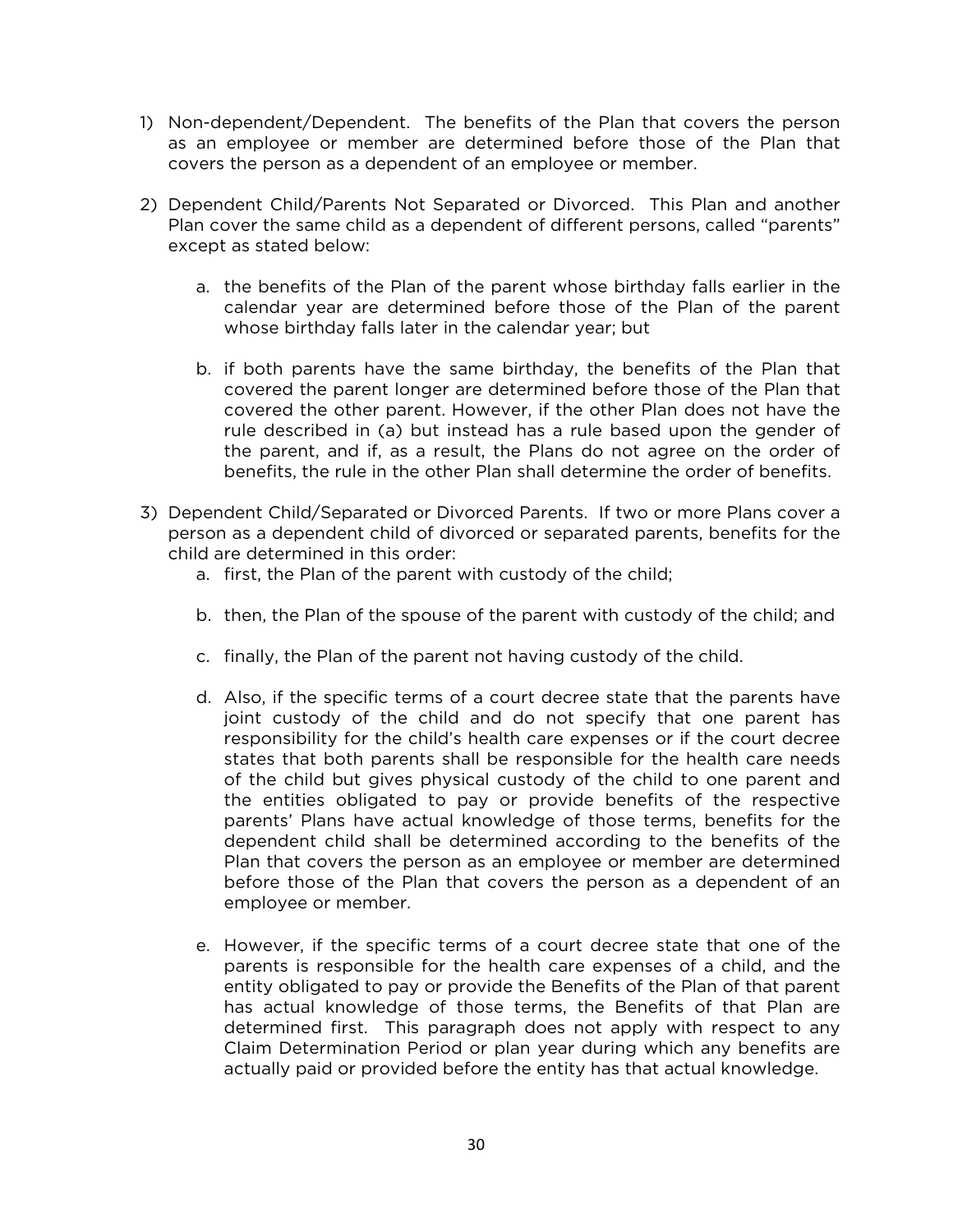1) Non-dependent/Dependent. The benefits of the Plan that covers the person as an employee or member are determined before those of the Plan that covers the person as a dependent of an employee or member.

2) Dependent Child/Parents Not Separated or Divorced. This Plan and another Plan cover the same child as a dependent of different persons, called "parents" except as stated below:

   a. the benefits of the Plan of the parent whose birthday falls earlier in the calendar year are determined before those of the Plan of the parent whose birthday falls later in the calendar year; but

   b. if both parents have the same birthday, the benefits of the Plan that covered the parent longer are determined before those of the Plan that covered the other parent. However, if the other Plan does not have the rule described in (a) but instead has a rule based upon the gender of the parent, and if, as a result, the Plans do not agree on the order of benefits, the rule in the other Plan shall determine the order of benefits.

3) Dependent Child/Separated or Divorced Parents. If two or more Plans cover a person as a dependent child of divorced or separated parents, benefits for the child are determined in this order:

   a. first, the Plan of the parent with custody of the child;

   b. then, the Plan of the spouse of the parent with custody of the child; and

   c. finally, the Plan of the parent not having custody of the child.

   d. Also, if the specific terms of a court decree state that the parents have joint custody of the child and do not specify that one parent has responsibility for the child's health care expenses or if the court decree states that both parents shall be responsible for the health care needs of the child but gives physical custody of the child to one parent and the entities obligated to pay or provide benefits of the respective parents' Plans have actual knowledge of those terms, benefits for the dependent child shall be determined according to the benefits of the Plan that covers the person as an employee or member are determined before those of the Plan that covers the person as a dependent of an employee or member.

   e. However, if the specific terms of a court decree state that one of the parents is responsible for the health care expenses of a child, and the entity obligated to pay or provide the Benefits of the Plan of that parent has actual knowledge of those terms, the Benefits of that Plan are determined first. This paragraph does not apply with respect to any Claim Determination Period or plan year during which any benefits are actually paid or provided before the entity has that actual knowledge.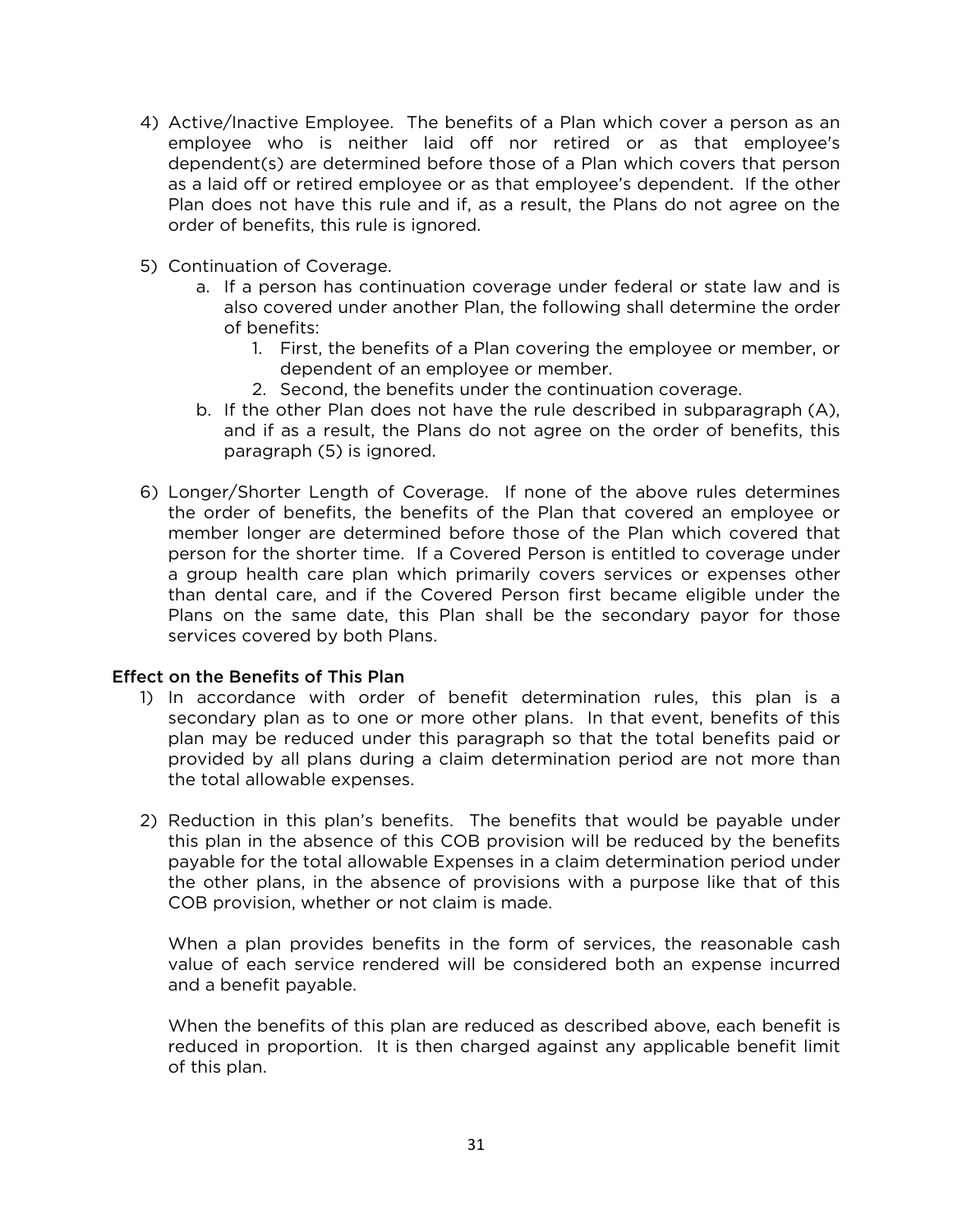4) Active/Inactive Employee. The benefits of a Plan which cover a person as an employee who is neither laid off nor retired or as that employee's dependent(s) are determined before those of a Plan which covers that person as a laid off or retired employee or as that employee's dependent. If the other Plan does not have this rule and if, as a result, the Plans do not agree on the order of benefits, this rule is ignored.

5) Continuation of Coverage.
    a. If a person has continuation coverage under federal or state law and is also covered under another Plan, the following shall determine the order of benefits:
        1. First, the benefits of a Plan covering the employee or member, or dependent of an employee or member.
        2. Second, the benefits under the continuation coverage.
    b. If the other Plan does not have the rule described in subparagraph (A), and if as a result, the Plans do not agree on the order of benefits, this paragraph (5) is ignored.

6) Longer/Shorter Length of Coverage. If none of the above rules determines the order of benefits, the benefits of the Plan that covered an employee or member longer are determined before those of the Plan which covered that person for the shorter time. If a Covered Person is entitled to coverage under a group health care plan which primarily covers services or expenses other than dental care, and if the Covered Person first became eligible under the Plans on the same date, this Plan shall be the secondary payor for those services covered by both Plans.

### Effect on the Benefits of This Plan

1) In accordance with order of benefit determination rules, this plan is a secondary plan as to one or more other plans. In that event, benefits of this plan may be reduced under this paragraph so that the total benefits paid or provided by all plans during a claim determination period are not more than the total allowable expenses.

2) Reduction in this plan's benefits. The benefits that would be payable under this plan in the absence of this COB provision will be reduced by the benefits payable for the total allowable Expenses in a claim determination period under the other plans, in the absence of provisions with a purpose like that of this COB provision, whether or not claim is made.

   When a plan provides benefits in the form of services, the reasonable cash value of each service rendered will be considered both an expense incurred and a benefit payable.

   When the benefits of this plan are reduced as described above, each benefit is reduced in proportion. It is then charged against any applicable benefit limit of this plan.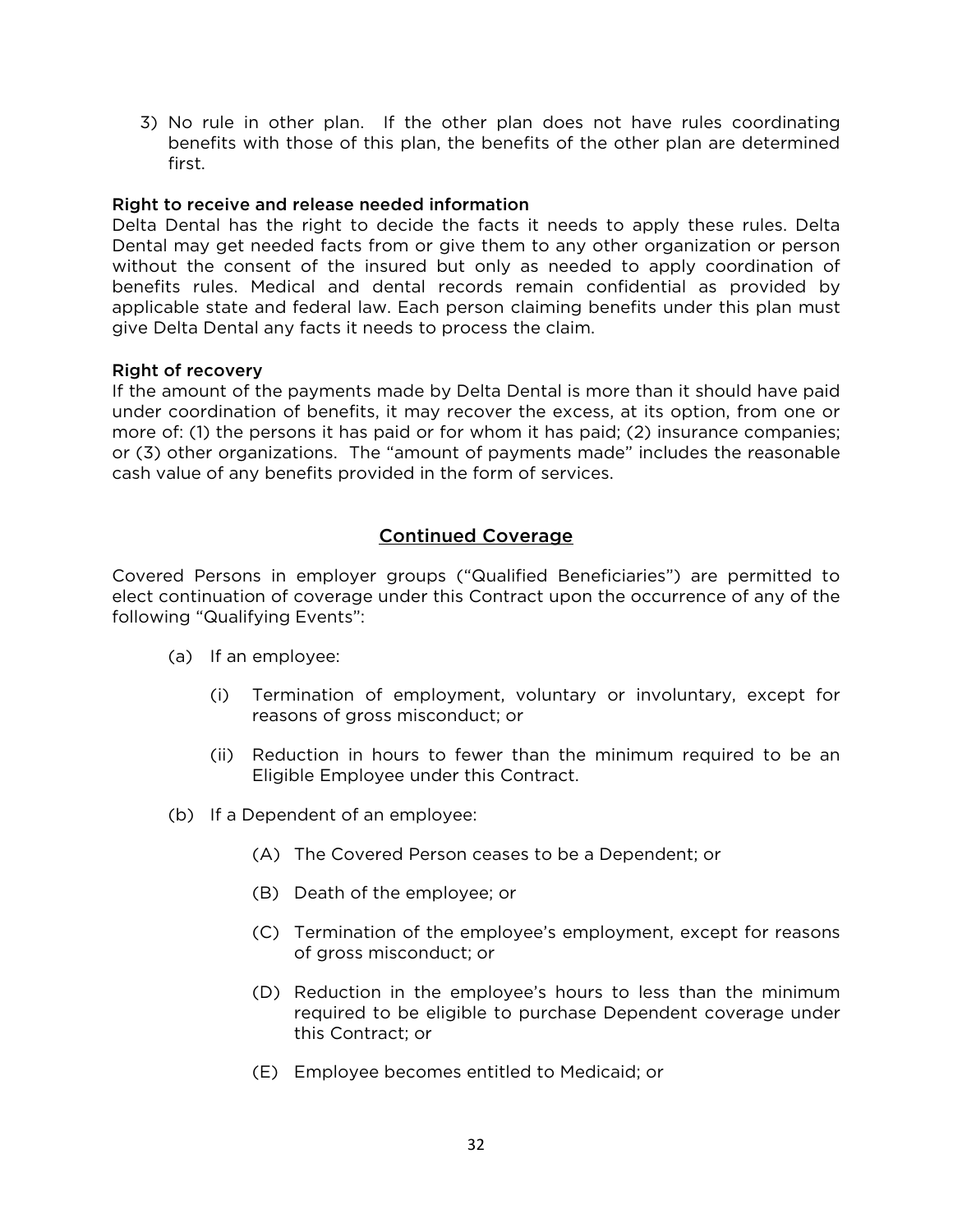3) No rule in other plan. If the other plan does not have rules coordinating benefits with those of this plan, the benefits of the other plan are determined first.

**Right to receive and release needed information**
Delta Dental has the right to decide the facts it needs to apply these rules. Delta Dental may get needed facts from or give them to any other organization or person without the consent of the insured but only as needed to apply coordination of benefits rules. Medical and dental records remain confidential as provided by applicable state and federal law. Each person claiming benefits under this plan must give Delta Dental any facts it needs to process the claim.

**Right of recovery**
If the amount of the payments made by Delta Dental is more than it should have paid under coordination of benefits, it may recover the excess, at its option, from one or more of: (1) the persons it has paid or for whom it has paid; (2) insurance companies; or (3) other organizations. The "amount of payments made" includes the reasonable cash value of any benefits provided in the form of services.

## Continued Coverage

Covered Persons in employer groups ("Qualified Beneficiaries") are permitted to elect continuation of coverage under this Contract upon the occurrence of any of the following "Qualifying Events":

(a) If an employee:

   (i) Termination of employment, voluntary or involuntary, except for reasons of gross misconduct; or

   (ii) Reduction in hours to fewer than the minimum required to be an Eligible Employee under this Contract.

(b) If a Dependent of an employee:

   (A) The Covered Person ceases to be a Dependent; or

   (B) Death of the employee; or

   (C) Termination of the employee's employment, except for reasons of gross misconduct; or

   (D) Reduction in the employee's hours to less than the minimum required to be eligible to purchase Dependent coverage under this Contract; or

   (E) Employee becomes entitled to Medicaid; or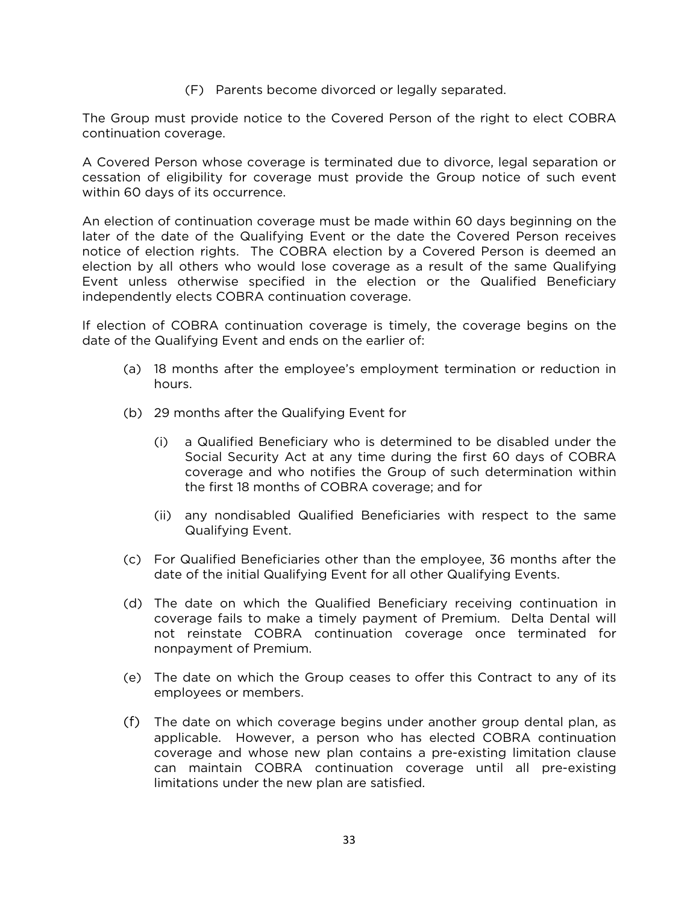(F) Parents become divorced or legally separated.

The Group must provide notice to the Covered Person of the right to elect COBRA continuation coverage.

A Covered Person whose coverage is terminated due to divorce, legal separation or cessation of eligibility for coverage must provide the Group notice of such event within 60 days of its occurrence.

An election of continuation coverage must be made within 60 days beginning on the later of the date of the Qualifying Event or the date the Covered Person receives notice of election rights. The COBRA election by a Covered Person is deemed an election by all others who would lose coverage as a result of the same Qualifying Event unless otherwise specified in the election or the Qualified Beneficiary independently elects COBRA continuation coverage.

If election of COBRA continuation coverage is timely, the coverage begins on the date of the Qualifying Event and ends on the earlier of:

(a) 18 months after the employee's employment termination or reduction in hours.

(b) 29 months after the Qualifying Event for

  (i) a Qualified Beneficiary who is determined to be disabled under the Social Security Act at any time during the first 60 days of COBRA coverage and who notifies the Group of such determination within the first 18 months of COBRA coverage; and for

  (ii) any nondisabled Qualified Beneficiaries with respect to the same Qualifying Event.

(c) For Qualified Beneficiaries other than the employee, 36 months after the date of the initial Qualifying Event for all other Qualifying Events.

(d) The date on which the Qualified Beneficiary receiving continuation in coverage fails to make a timely payment of Premium. Delta Dental will not reinstate COBRA continuation coverage once terminated for nonpayment of Premium.

(e) The date on which the Group ceases to offer this Contract to any of its employees or members.

(f) The date on which coverage begins under another group dental plan, as applicable. However, a person who has elected COBRA continuation coverage and whose new plan contains a pre-existing limitation clause can maintain COBRA continuation coverage until all pre-existing limitations under the new plan are satisfied.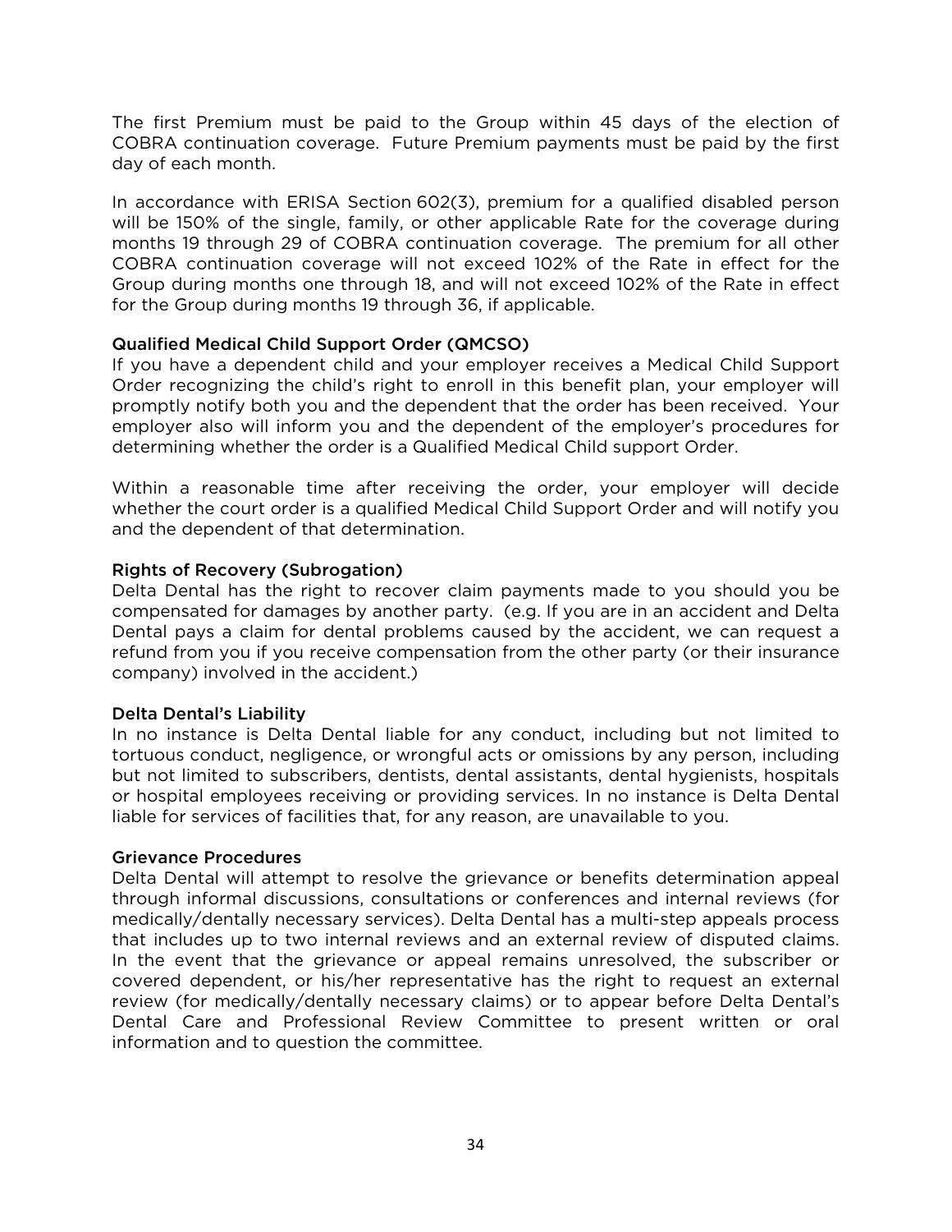The first Premium must be paid to the Group within 45 days of the election of COBRA continuation coverage. Future Premium payments must be paid by the first day of each month.

In accordance with ERISA Section 602(3), premium for a qualified disabled person will be 150% of the single, family, or other applicable Rate for the coverage during months 19 through 29 of COBRA continuation coverage. The premium for all other COBRA continuation coverage will not exceed 102% of the Rate in effect for the Group during months one through 18, and will not exceed 102% of the Rate in effect for the Group during months 19 through 36, if applicable.

### Qualified Medical Child Support Order (QMCSO)

If you have a dependent child and your employer receives a Medical Child Support Order recognizing the child's right to enroll in this benefit plan, your employer will promptly notify both you and the dependent that the order has been received. Your employer also will inform you and the dependent of the employer's procedures for determining whether the order is a Qualified Medical Child support Order.

Within a reasonable time after receiving the order, your employer will decide whether the court order is a qualified Medical Child Support Order and will notify you and the dependent of that determination.

### Rights of Recovery (Subrogation)

Delta Dental has the right to recover claim payments made to you should you be compensated for damages by another party. (e.g. If you are in an accident and Delta Dental pays a claim for dental problems caused by the accident, we can request a refund from you if you receive compensation from the other party (or their insurance company) involved in the accident.)

### Delta Dental's Liability

In no instance is Delta Dental liable for any conduct, including but not limited to tortuous conduct, negligence, or wrongful acts or omissions by any person, including but not limited to subscribers, dentists, dental assistants, dental hygienists, hospitals or hospital employees receiving or providing services. In no instance is Delta Dental liable for services of facilities that, for any reason, are unavailable to you.

### Grievance Procedures

Delta Dental will attempt to resolve the grievance or benefits determination appeal through informal discussions, consultations or conferences and internal reviews (for medically/dentally necessary services). Delta Dental has a multi-step appeals process that includes up to two internal reviews and an external review of disputed claims. In the event that the grievance or appeal remains unresolved, the subscriber or covered dependent, or his/her representative has the right to request an external review (for medically/dentally necessary claims) or to appear before Delta Dental's Dental Care and Professional Review Committee to present written or oral information and to question the committee.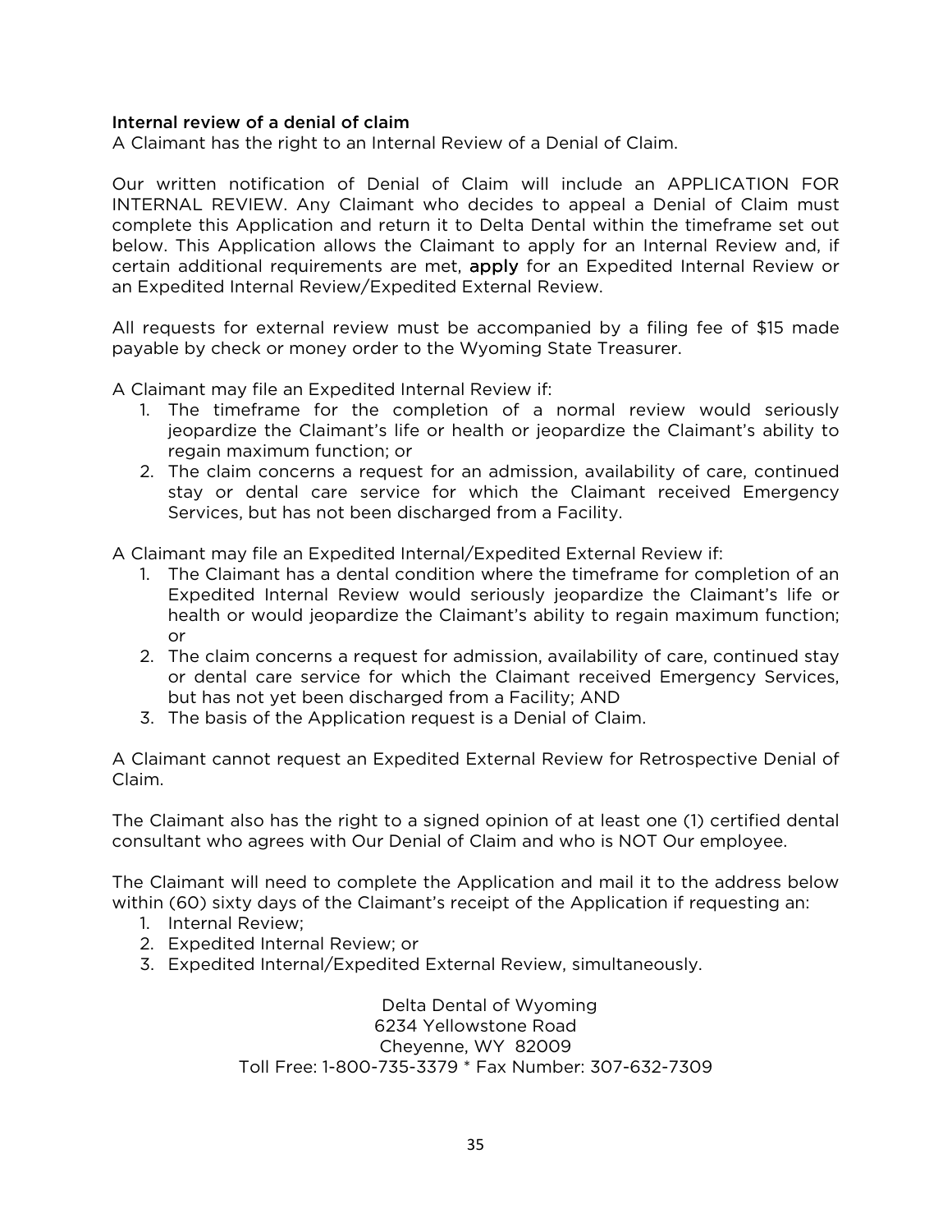### Internal review of a denial of claim

A Claimant has the right to an Internal Review of a Denial of Claim.

Our written notification of Denial of Claim will include an APPLICATION FOR INTERNAL REVIEW. Any Claimant who decides to appeal a Denial of Claim must complete this Application and return it to Delta Dental within the timeframe set out below. This Application allows the Claimant to apply for an Internal Review and, if certain additional requirements are met, apply for an Expedited Internal Review or an Expedited Internal Review/Expedited External Review.

All requests for external review must be accompanied by a filing fee of $15 made payable by check or money order to the Wyoming State Treasurer.

A Claimant may file an Expedited Internal Review if:

1. The timeframe for the completion of a normal review would seriously jeopardize the Claimant's life or health or jeopardize the Claimant's ability to regain maximum function; or
2. The claim concerns a request for an admission, availability of care, continued stay or dental care service for which the Claimant received Emergency Services, but has not been discharged from a Facility.

A Claimant may file an Expedited Internal/Expedited External Review if:

1. The Claimant has a dental condition where the timeframe for completion of an Expedited Internal Review would seriously jeopardize the Claimant's life or health or would jeopardize the Claimant's ability to regain maximum function; or
2. The claim concerns a request for admission, availability of care, continued stay or dental care service for which the Claimant received Emergency Services, but has not yet been discharged from a Facility; AND
3. The basis of the Application request is a Denial of Claim.

A Claimant cannot request an Expedited External Review for Retrospective Denial of Claim.

The Claimant also has the right to a signed opinion of at least one (1) certified dental consultant who agrees with Our Denial of Claim and who is NOT Our employee.

The Claimant will need to complete the Application and mail it to the address below within (60) sixty days of the Claimant's receipt of the Application if requesting an:

1. Internal Review;
2. Expedited Internal Review; or
3. Expedited Internal/Expedited External Review, simultaneously.

Delta Dental of Wyoming
6234 Yellowstone Road
Cheyenne, WY 82009
Toll Free: 1-800-735-3379 * Fax Number: 307-632-7309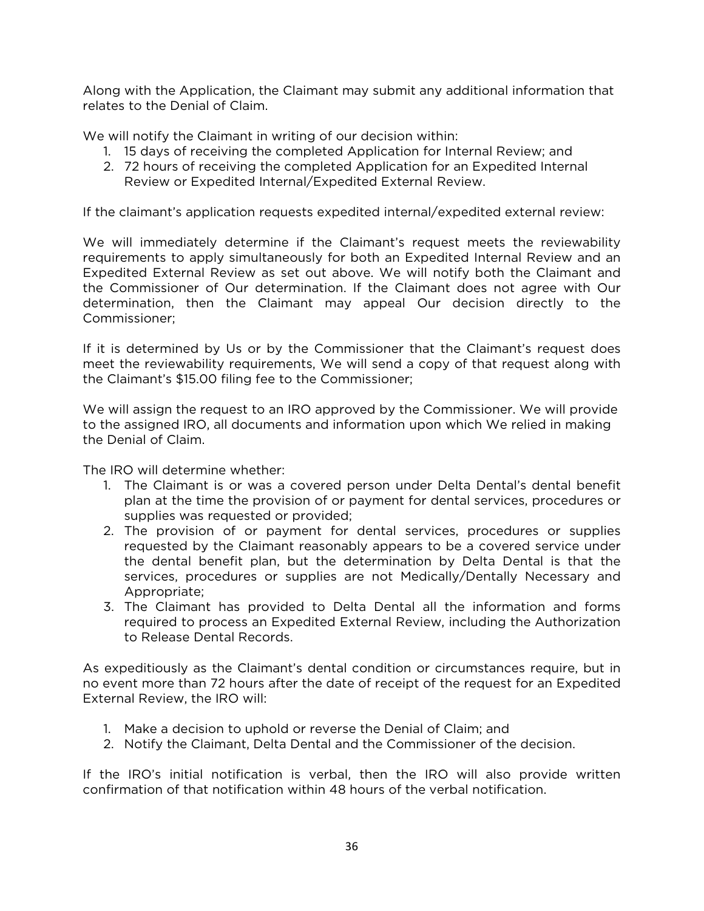Along with the Application, the Claimant may submit any additional information that relates to the Denial of Claim.

We will notify the Claimant in writing of our decision within:

1. 15 days of receiving the completed Application for Internal Review; and
2. 72 hours of receiving the completed Application for an Expedited Internal Review or Expedited Internal/Expedited External Review.

If the claimant's application requests expedited internal/expedited external review:

We will immediately determine if the Claimant's request meets the reviewability requirements to apply simultaneously for both an Expedited Internal Review and an Expedited External Review as set out above. We will notify both the Claimant and the Commissioner of Our determination. If the Claimant does not agree with Our determination, then the Claimant may appeal Our decision directly to the Commissioner;

If it is determined by Us or by the Commissioner that the Claimant's request does meet the reviewability requirements, We will send a copy of that request along with the Claimant's $15.00 filing fee to the Commissioner;

We will assign the request to an IRO approved by the Commissioner. We will provide to the assigned IRO, all documents and information upon which We relied in making the Denial of Claim.

The IRO will determine whether:

1. The Claimant is or was a covered person under Delta Dental's dental benefit plan at the time the provision of or payment for dental services, procedures or supplies was requested or provided;
2. The provision of or payment for dental services, procedures or supplies requested by the Claimant reasonably appears to be a covered service under the dental benefit plan, but the determination by Delta Dental is that the services, procedures or supplies are not Medically/Dentally Necessary and Appropriate;
3. The Claimant has provided to Delta Dental all the information and forms required to process an Expedited External Review, including the Authorization to Release Dental Records.

As expeditiously as the Claimant's dental condition or circumstances require, but in no event more than 72 hours after the date of receipt of the request for an Expedited External Review, the IRO will:

1. Make a decision to uphold or reverse the Denial of Claim; and
2. Notify the Claimant, Delta Dental and the Commissioner of the decision.

If the IRO's initial notification is verbal, then the IRO will also provide written confirmation of that notification within 48 hours of the verbal notification.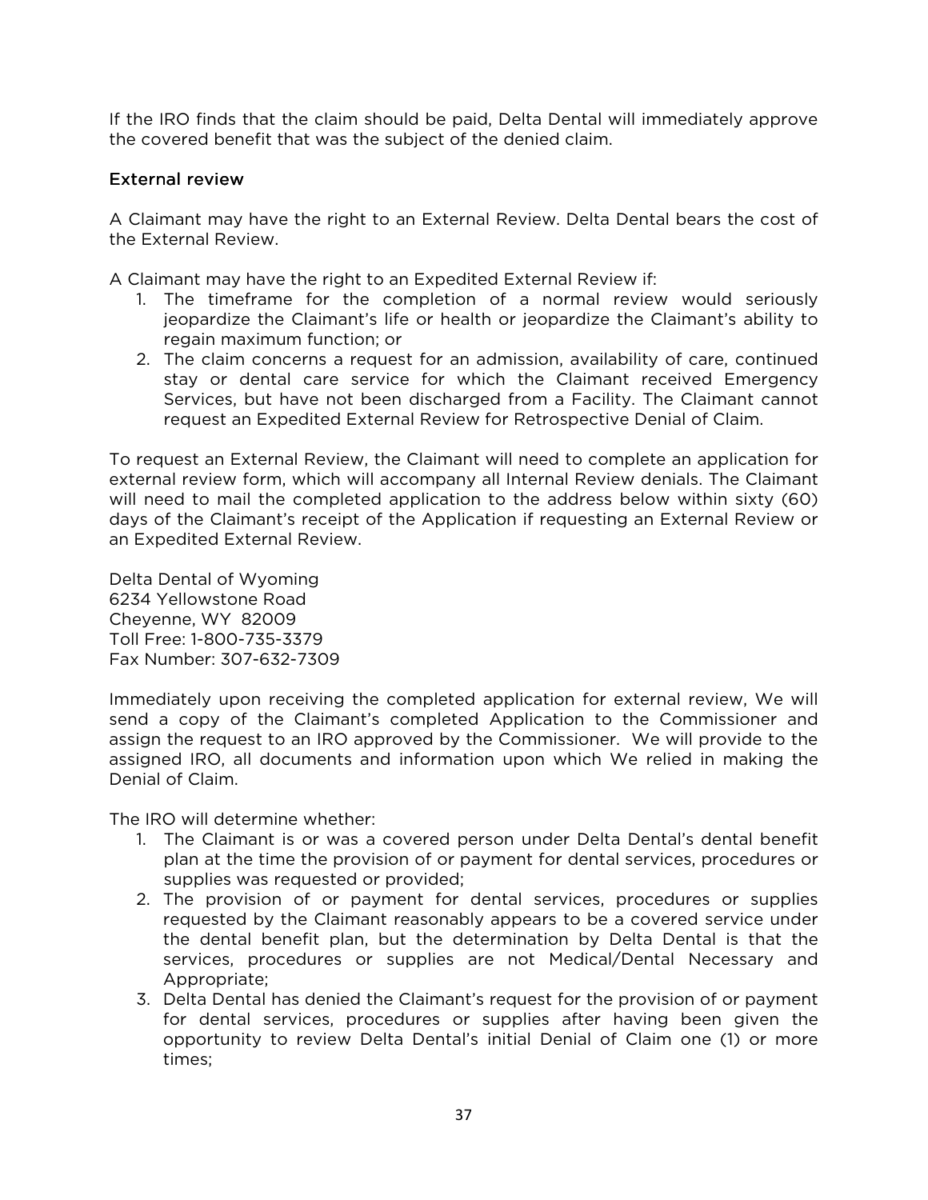If the IRO finds that the claim should be paid, Delta Dental will immediately approve the covered benefit that was the subject of the denied claim.

## External review

A Claimant may have the right to an External Review. Delta Dental bears the cost of the External Review.

A Claimant may have the right to an Expedited External Review if:

1. The timeframe for the completion of a normal review would seriously jeopardize the Claimant's life or health or jeopardize the Claimant's ability to regain maximum function; or
2. The claim concerns a request for an admission, availability of care, continued stay or dental care service for which the Claimant received Emergency Services, but have not been discharged from a Facility. The Claimant cannot request an Expedited External Review for Retrospective Denial of Claim.

To request an External Review, the Claimant will need to complete an application for external review form, which will accompany all Internal Review denials. The Claimant will need to mail the completed application to the address below within sixty (60) days of the Claimant's receipt of the Application if requesting an External Review or an Expedited External Review.

Delta Dental of Wyoming
6234 Yellowstone Road
Cheyenne, WY 82009
Toll Free: 1-800-735-3379
Fax Number: 307-632-7309

Immediately upon receiving the completed application for external review, We will send a copy of the Claimant's completed Application to the Commissioner and assign the request to an IRO approved by the Commissioner. We will provide to the assigned IRO, all documents and information upon which We relied in making the Denial of Claim.

The IRO will determine whether:

1. The Claimant is or was a covered person under Delta Dental's dental benefit plan at the time the provision of or payment for dental services, procedures or supplies was requested or provided;
2. The provision of or payment for dental services, procedures or supplies requested by the Claimant reasonably appears to be a covered service under the dental benefit plan, but the determination by Delta Dental is that the services, procedures or supplies are not Medical/Dental Necessary and Appropriate;
3. Delta Dental has denied the Claimant's request for the provision of or payment for dental services, procedures or supplies after having been given the opportunity to review Delta Dental's initial Denial of Claim one (1) or more times;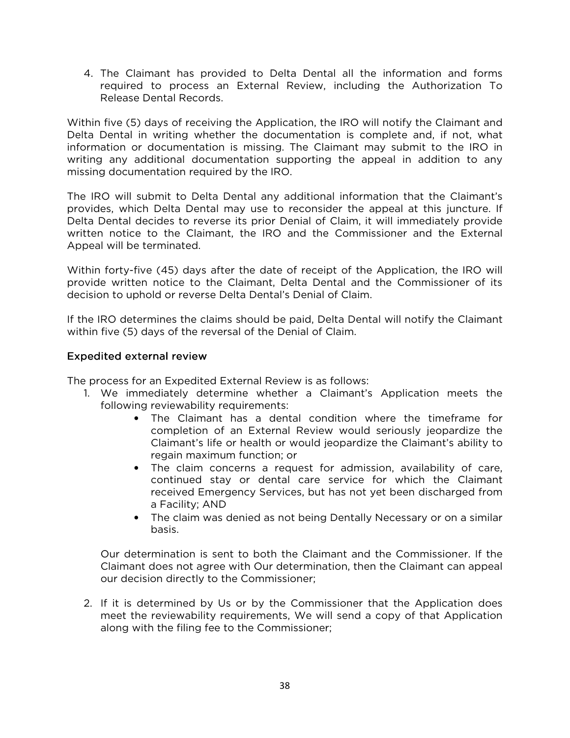4. The Claimant has provided to Delta Dental all the information and forms required to process an External Review, including the Authorization To Release Dental Records.

Within five (5) days of receiving the Application, the IRO will notify the Claimant and Delta Dental in writing whether the documentation is complete and, if not, what information or documentation is missing. The Claimant may submit to the IRO in writing any additional documentation supporting the appeal in addition to any missing documentation required by the IRO.

The IRO will submit to Delta Dental any additional information that the Claimant's provides, which Delta Dental may use to reconsider the appeal at this juncture. If Delta Dental decides to reverse its prior Denial of Claim, it will immediately provide written notice to the Claimant, the IRO and the Commissioner and the External Appeal will be terminated.

Within forty-five (45) days after the date of receipt of the Application, the IRO will provide written notice to the Claimant, Delta Dental and the Commissioner of its decision to uphold or reverse Delta Dental's Denial of Claim.

If the IRO determines the claims should be paid, Delta Dental will notify the Claimant within five (5) days of the reversal of the Denial of Claim.

## Expedited external review

The process for an Expedited External Review is as follows:

1. We immediately determine whether a Claimant's Application meets the following reviewability requirements:
   - The Claimant has a dental condition where the timeframe for completion of an External Review would seriously jeopardize the Claimant's life or health or would jeopardize the Claimant's ability to regain maximum function; or
   - The claim concerns a request for admission, availability of care, continued stay or dental care service for which the Claimant received Emergency Services, but has not yet been discharged from a Facility; AND
   - The claim was denied as not being Dentally Necessary or on a similar basis.

   Our determination is sent to both the Claimant and the Commissioner. If the Claimant does not agree with Our determination, then the Claimant can appeal our decision directly to the Commissioner;

2. If it is determined by Us or by the Commissioner that the Application does meet the reviewability requirements, We will send a copy of that Application along with the filing fee to the Commissioner;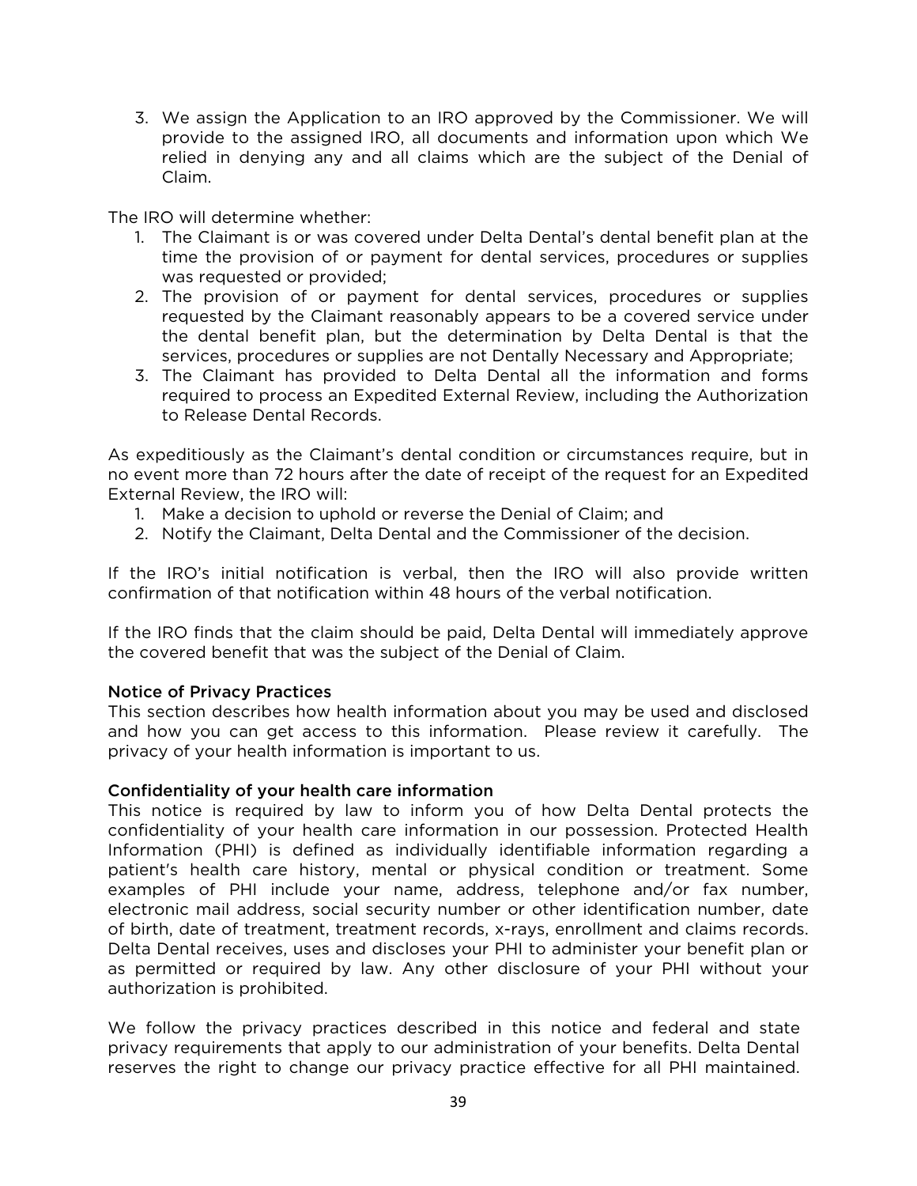3. We assign the Application to an IRO approved by the Commissioner. We will provide to the assigned IRO, all documents and information upon which We relied in denying any and all claims which are the subject of the Denial of Claim.

The IRO will determine whether:

1. The Claimant is or was covered under Delta Dental's dental benefit plan at the time the provision of or payment for dental services, procedures or supplies was requested or provided;
2. The provision of or payment for dental services, procedures or supplies requested by the Claimant reasonably appears to be a covered service under the dental benefit plan, but the determination by Delta Dental is that the services, procedures or supplies are not Dentally Necessary and Appropriate;
3. The Claimant has provided to Delta Dental all the information and forms required to process an Expedited External Review, including the Authorization to Release Dental Records.

As expeditiously as the Claimant's dental condition or circumstances require, but in no event more than 72 hours after the date of receipt of the request for an Expedited External Review, the IRO will:

1. Make a decision to uphold or reverse the Denial of Claim; and
2. Notify the Claimant, Delta Dental and the Commissioner of the decision.

If the IRO's initial notification is verbal, then the IRO will also provide written confirmation of that notification within 48 hours of the verbal notification.

If the IRO finds that the claim should be paid, Delta Dental will immediately approve the covered benefit that was the subject of the Denial of Claim.

### Notice of Privacy Practices

This section describes how health information about you may be used and disclosed and how you can get access to this information. Please review it carefully. The privacy of your health information is important to us.

### Confidentiality of your health care information

This notice is required by law to inform you of how Delta Dental protects the confidentiality of your health care information in our possession. Protected Health Information (PHI) is defined as individually identifiable information regarding a patient's health care history, mental or physical condition or treatment. Some examples of PHI include your name, address, telephone and/or fax number, electronic mail address, social security number or other identification number, date of birth, date of treatment, treatment records, x-rays, enrollment and claims records. Delta Dental receives, uses and discloses your PHI to administer your benefit plan or as permitted or required by law. Any other disclosure of your PHI without your authorization is prohibited.

We follow the privacy practices described in this notice and federal and state privacy requirements that apply to our administration of your benefits. Delta Dental reserves the right to change our privacy practice effective for all PHI maintained.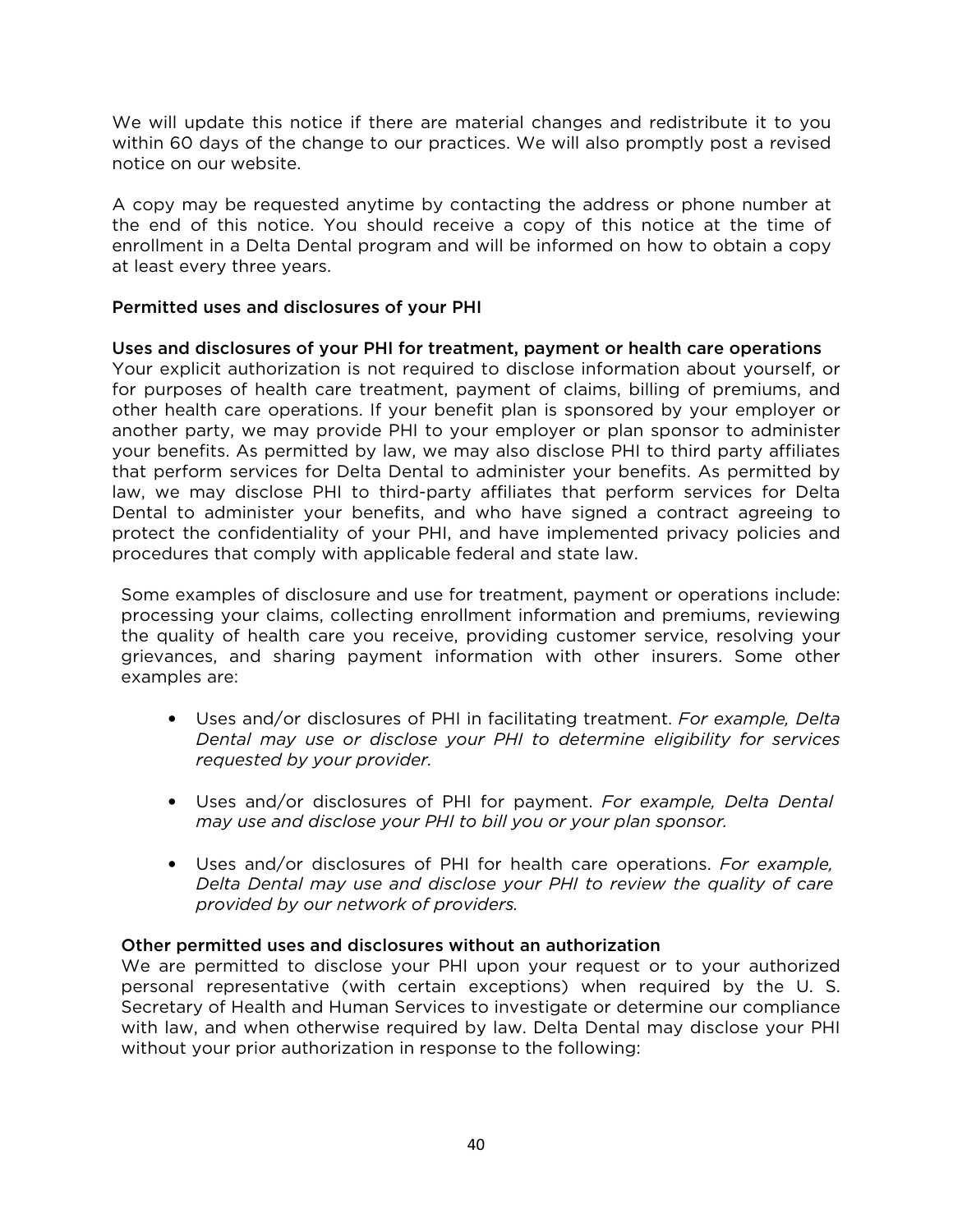We will update this notice if there are material changes and redistribute it to you within 60 days of the change to our practices. We will also promptly post a revised notice on our website.

A copy may be requested anytime by contacting the address or phone number at the end of this notice. You should receive a copy of this notice at the time of enrollment in a Delta Dental program and will be informed on how to obtain a copy at least every three years.

### Permitted uses and disclosures of your PHI

#### Uses and disclosures of your PHI for treatment, payment or health care operations

Your explicit authorization is not required to disclose information about yourself, or for purposes of health care treatment, payment of claims, billing of premiums, and other health care operations. If your benefit plan is sponsored by your employer or another party, we may provide PHI to your employer or plan sponsor to administer your benefits. As permitted by law, we may also disclose PHI to third party affiliates that perform services for Delta Dental to administer your benefits. As permitted by law, we may disclose PHI to third-party affiliates that perform services for Delta Dental to administer your benefits, and who have signed a contract agreeing to protect the confidentiality of your PHI, and have implemented privacy policies and procedures that comply with applicable federal and state law.

Some examples of disclosure and use for treatment, payment or operations include: processing your claims, collecting enrollment information and premiums, reviewing the quality of health care you receive, providing customer service, resolving your grievances, and sharing payment information with other insurers. Some other examples are:

- Uses and/or disclosures of PHI in facilitating treatment. *For example, Delta Dental may use or disclose your PHI to determine eligibility for services requested by your provider.*

- Uses and/or disclosures of PHI for payment. *For example, Delta Dental may use and disclose your PHI to bill you or your plan sponsor.*

- Uses and/or disclosures of PHI for health care operations. *For example, Delta Dental may use and disclose your PHI to review the quality of care provided by our network of providers.*

#### Other permitted uses and disclosures without an authorization

We are permitted to disclose your PHI upon your request or to your authorized personal representative (with certain exceptions) when required by the U. S. Secretary of Health and Human Services to investigate or determine our compliance with law, and when otherwise required by law. Delta Dental may disclose your PHI without your prior authorization in response to the following: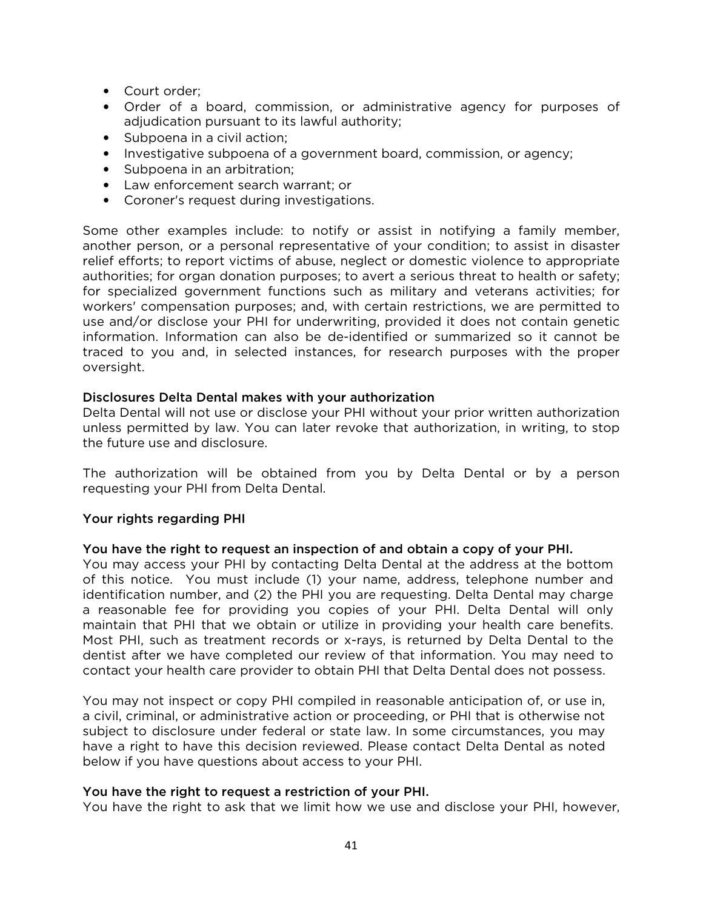- Court order;
- Order of a board, commission, or administrative agency for purposes of adjudication pursuant to its lawful authority;
- Subpoena in a civil action;
- Investigative subpoena of a government board, commission, or agency;
- Subpoena in an arbitration;
- Law enforcement search warrant; or
- Coroner's request during investigations.

Some other examples include: to notify or assist in notifying a family member, another person, or a personal representative of your condition; to assist in disaster relief efforts; to report victims of abuse, neglect or domestic violence to appropriate authorities; for organ donation purposes; to avert a serious threat to health or safety; for specialized government functions such as military and veterans activities; for workers' compensation purposes; and, with certain restrictions, we are permitted to use and/or disclose your PHI for underwriting, provided it does not contain genetic information. Information can also be de-identified or summarized so it cannot be traced to you and, in selected instances, for research purposes with the proper oversight.

**Disclosures Delta Dental makes with your authorization**
Delta Dental will not use or disclose your PHI without your prior written authorization unless permitted by law. You can later revoke that authorization, in writing, to stop the future use and disclosure.

The authorization will be obtained from you by Delta Dental or by a person requesting your PHI from Delta Dental.

**Your rights regarding PHI**

**You have the right to request an inspection of and obtain a copy of your PHI.**
You may access your PHI by contacting Delta Dental at the address at the bottom of this notice. You must include (1) your name, address, telephone number and identification number, and (2) the PHI you are requesting. Delta Dental may charge a reasonable fee for providing you copies of your PHI. Delta Dental will only maintain that PHI that we obtain or utilize in providing your health care benefits. Most PHI, such as treatment records or x-rays, is returned by Delta Dental to the dentist after we have completed our review of that information. You may need to contact your health care provider to obtain PHI that Delta Dental does not possess.

You may not inspect or copy PHI compiled in reasonable anticipation of, or use in, a civil, criminal, or administrative action or proceeding, or PHI that is otherwise not subject to disclosure under federal or state law. In some circumstances, you may have a right to have this decision reviewed. Please contact Delta Dental as noted below if you have questions about access to your PHI.

**You have the right to request a restriction of your PHI.**
You have the right to ask that we limit how we use and disclose your PHI, however,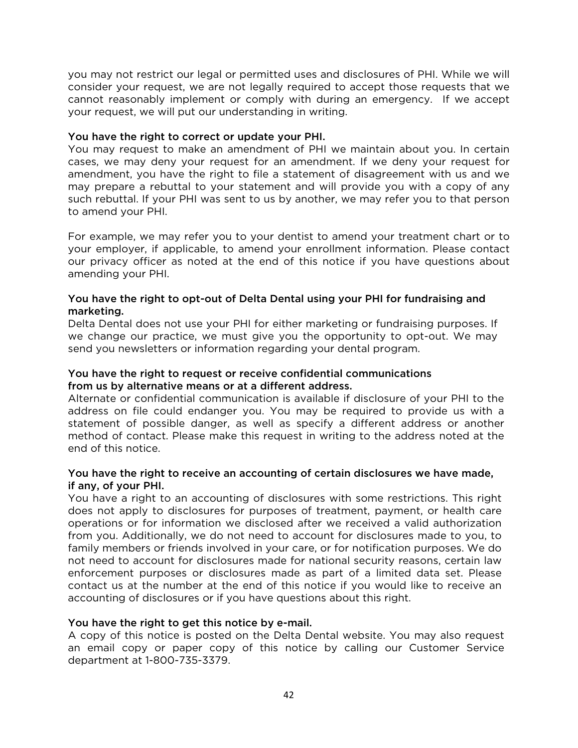you may not restrict our legal or permitted uses and disclosures of PHI. While we will consider your request, we are not legally required to accept those requests that we cannot reasonably implement or comply with during an emergency. If we accept your request, we will put our understanding in writing.

**You have the right to correct or update your PHI.**
You may request to make an amendment of PHI we maintain about you. In certain cases, we may deny your request for an amendment. If we deny your request for amendment, you have the right to file a statement of disagreement with us and we may prepare a rebuttal to your statement and will provide you with a copy of any such rebuttal. If your PHI was sent to us by another, we may refer you to that person to amend your PHI.

For example, we may refer you to your dentist to amend your treatment chart or to your employer, if applicable, to amend your enrollment information. Please contact our privacy officer as noted at the end of this notice if you have questions about amending your PHI.

**You have the right to opt-out of Delta Dental using your PHI for fundraising and marketing.**
Delta Dental does not use your PHI for either marketing or fundraising purposes. If we change our practice, we must give you the opportunity to opt-out. We may send you newsletters or information regarding your dental program.

**You have the right to request or receive confidential communications from us by alternative means or at a different address.**
Alternate or confidential communication is available if disclosure of your PHI to the address on file could endanger you. You may be required to provide us with a statement of possible danger, as well as specify a different address or another method of contact. Please make this request in writing to the address noted at the end of this notice.

**You have the right to receive an accounting of certain disclosures we have made, if any, of your PHI.**
You have a right to an accounting of disclosures with some restrictions. This right does not apply to disclosures for purposes of treatment, payment, or health care operations or for information we disclosed after we received a valid authorization from you. Additionally, we do not need to account for disclosures made to you, to family members or friends involved in your care, or for notification purposes. We do not need to account for disclosures made for national security reasons, certain law enforcement purposes or disclosures made as part of a limited data set. Please contact us at the number at the end of this notice if you would like to receive an accounting of disclosures or if you have questions about this right.

**You have the right to get this notice by e-mail.**
A copy of this notice is posted on the Delta Dental website. You may also request an email copy or paper copy of this notice by calling our Customer Service department at 1-800-735-3379.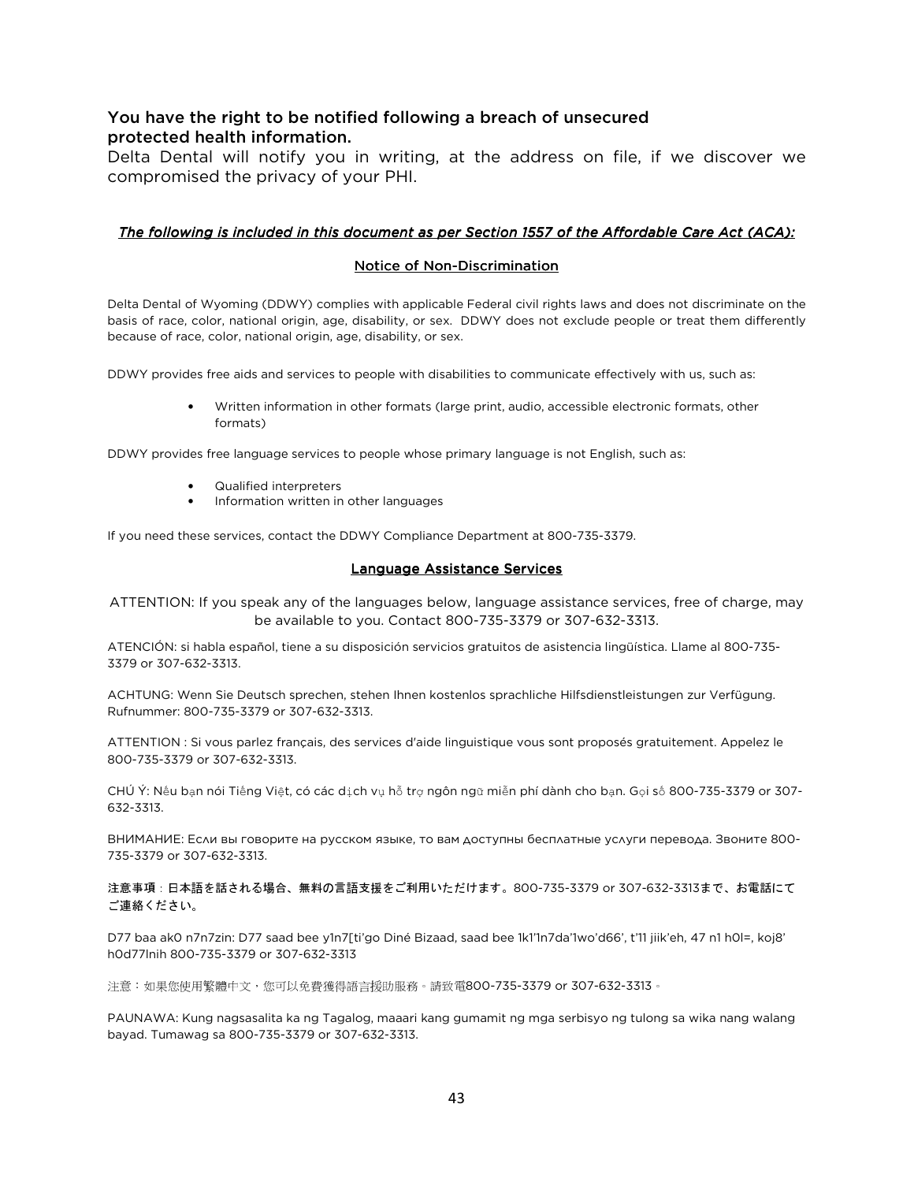### You have the right to be notified following a breach of unsecured protected health information.

Delta Dental will notify you in writing, at the address on file, if we discover we compromised the privacy of your PHI.

***The following is included in this document as per Section 1557 of the Affordable Care Act (ACA):***

## Notice of Non-Discrimination

Delta Dental of Wyoming (DDWY) complies with applicable Federal civil rights laws and does not discriminate on the basis of race, color, national origin, age, disability, or sex. DDWY does not exclude people or treat them differently because of race, color, national origin, age, disability, or sex.

DDWY provides free aids and services to people with disabilities to communicate effectively with us, such as:

- Written information in other formats (large print, audio, accessible electronic formats, other formats)

DDWY provides free language services to people whose primary language is not English, such as:

- Qualified interpreters
- Information written in other languages

If you need these services, contact the DDWY Compliance Department at 800-735-3379.

## Language Assistance Services

ATTENTION: If you speak any of the languages below, language assistance services, free of charge, may be available to you. Contact 800-735-3379 or 307-632-3313.

ATENCIÓN: si habla español, tiene a su disposición servicios gratuitos de asistencia lingüística. Llame al 800-735-3379 or 307-632-3313.

ACHTUNG: Wenn Sie Deutsch sprechen, stehen Ihnen kostenlos sprachliche Hilfsdienstleistungen zur Verfügung. Rufnummer: 800-735-3379 or 307-632-3313.

ATTENTION : Si vous parlez français, des services d'aide linguistique vous sont proposés gratuitement. Appelez le 800-735-3379 or 307-632-3313.

CHÚ Ý: Nếu bạn nói Tiếng Việt, có các dịch vụ hỗ trợ ngôn ngữ miễn phí dành cho bạn. Gọi số 800-735-3379 or 307-632-3313.

ВНИМАНИЕ: Если вы говорите на русском языке, то вам доступны бесплатные услуги перевода. Звоните 800-735-3379 or 307-632-3313.

注意事項：日本語を話される場合、無料の言語支援をご利用いただけます。800-735-3379 or 307-632-3313まで、お電話にてご連絡ください。

D77 baa ak0 n7n7zin: D77 saad bee y1n7[ti'go Diné Bizaad, saad bee 1k1'1n7da'1wo'd66', t'11 jiik'eh, 47 n1 h0l=, koj8' h0d77lnih 800-735-3379 or 307-632-3313

注意：如果您使用繁體中文，您可以免費獲得語言援助服務。請致電800-735-3379 or 307-632-3313。

PAUNAWA: Kung nagsasalita ka ng Tagalog, maaari kang gumamit ng mga serbisyo ng tulong sa wika nang walang bayad. Tumawag sa 800-735-3379 or 307-632-3313.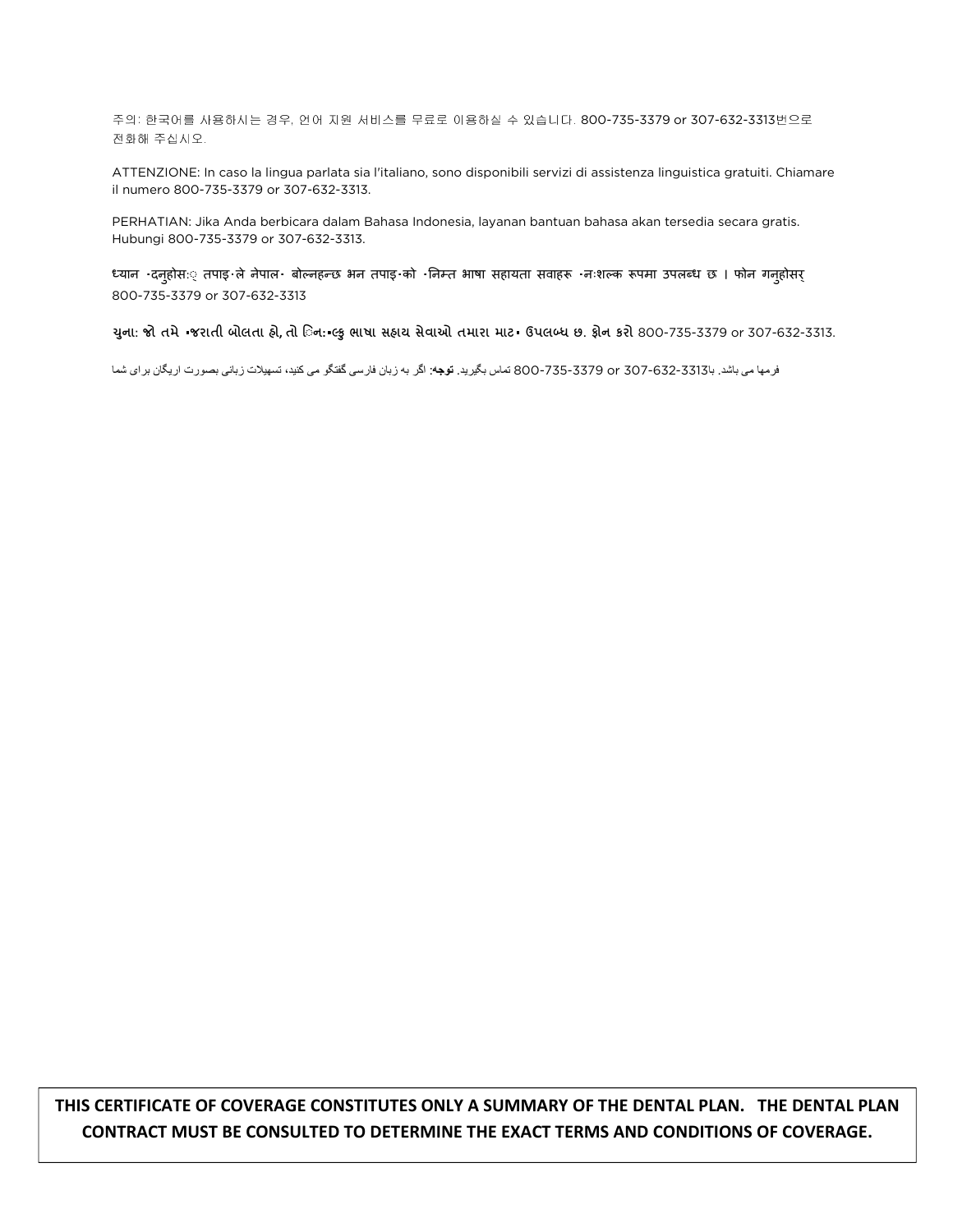주의: 한국어를 사용하시는 경우, 언어 지원 서비스를 무료로 이용하실 수 있습니다. 800-735-3379 or 307-632-3313번으로 전화해 주십시오.

ATTENZIONE: In caso la lingua parlata sia l'italiano, sono disponibili servizi di assistenza linguistica gratuiti. Chiamare il numero 800-735-3379 or 307-632-3313.

PERHATIAN: Jika Anda berbicara dalam Bahasa Indonesia, layanan bantuan bahasa akan tersedia secara gratis. Hubungi 800-735-3379 or 307-632-3313.

ध्यान ·दनुहोसः् तपाइ·ले नेपाल· बोल्नहन्छ भन तपाइ·को ·निम्त भाषा सहायता सवाहरू ·नःशल्क रूपमा उपलब्ध छ । फोन गनुहोसर् 800-735-3379 or 307-632-3313

ચુના: જો તમે •જરાતી બોલતા હો, તો િન:•લ્કુ ભાષા સહાય સેવાઓ તમારા માટ• ઉપલબ્ધ છ. ફોન કરો 800-735-3379 or 307-632-3313.

**توجه**: اگر به زبان فارسی گفتگو می کنید، تسهیلات زبانی بصورت رایگان برای شما فرمها می باشد. با307-632-3313 or 800-735-3379 تماس بگیرید.

**THIS CERTIFICATE OF COVERAGE CONSTITUTES ONLY A SUMMARY OF THE DENTAL PLAN. THE DENTAL PLAN CONTRACT MUST BE CONSULTED TO DETERMINE THE EXACT TERMS AND CONDITIONS OF COVERAGE.**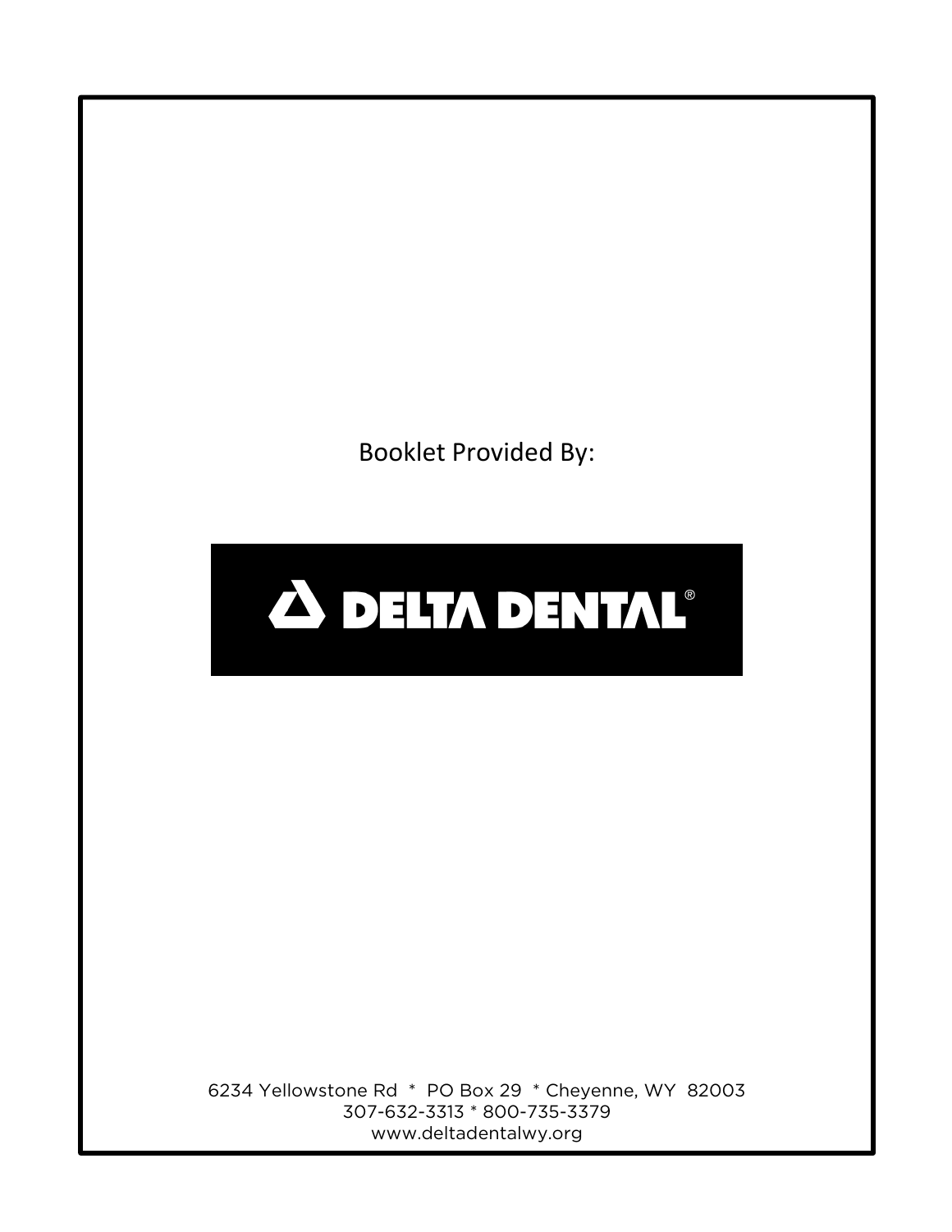Booklet Provided By:

DELTA DENTAL®

6234 Yellowstone Rd * PO Box 29 * Cheyenne, WY 82003
307-632-3313 * 800-735-3379
www.deltadentalwy.org